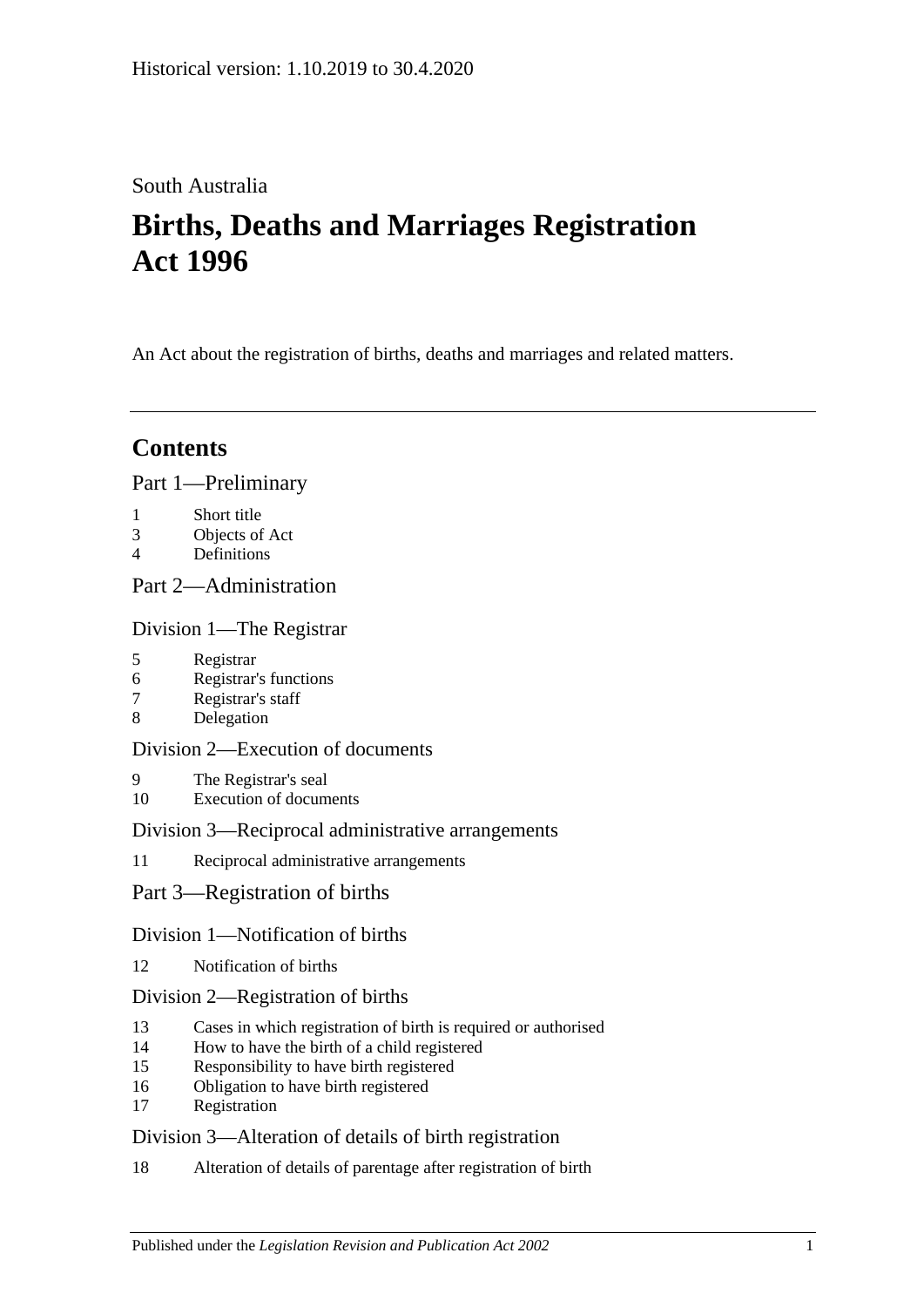Historical version: 1.10.2019 to 30.4.2020

South Australia

# Births, Deaths and Marriages Registration Act 1996

An Act about the registration of births, deaths and marriages and related matters.

---

## Contents

### Part 1—Preliminary

1 Short title
3 Objects of Act
4 Definitions

### Part 2—Administration

#### Division 1—The Registrar

5 Registrar
6 Registrar's functions
7 Registrar's staff
8 Delegation

#### Division 2—Execution of documents

9 The Registrar's seal
10 Execution of documents

#### Division 3—Reciprocal administrative arrangements

11 Reciprocal administrative arrangements

### Part 3—Registration of births

#### Division 1—Notification of births

12 Notification of births

#### Division 2—Registration of births

13 Cases in which registration of birth is required or authorised
14 How to have the birth of a child registered
15 Responsibility to have birth registered
16 Obligation to have birth registered
17 Registration

#### Division 3—Alteration of details of birth registration

18 Alteration of details of parentage after registration of birth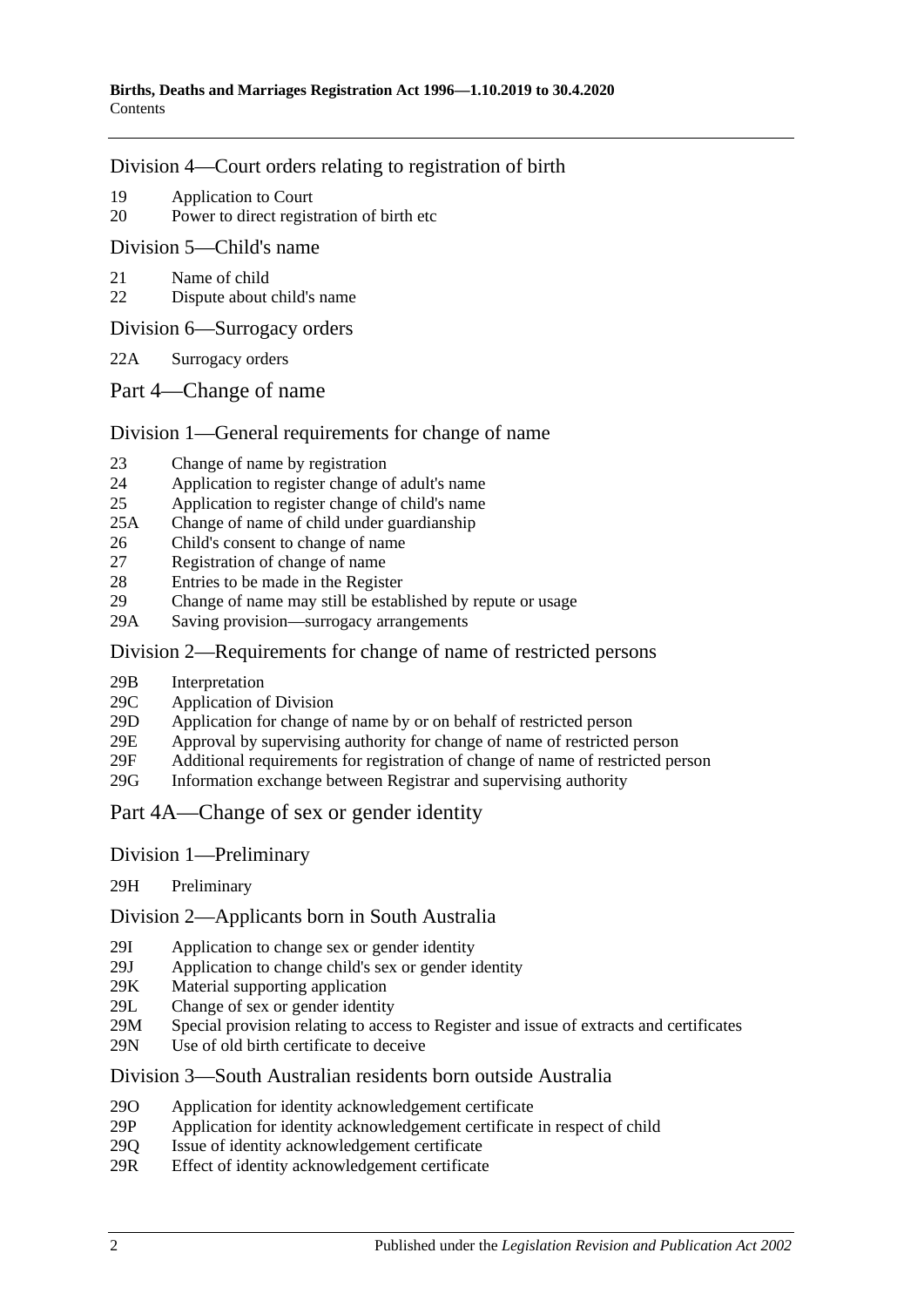Division 4—Court orders relating to registration of birth

19 Application to Court
20 Power to direct registration of birth etc

Division 5—Child's name

21 Name of child
22 Dispute about child's name

Division 6—Surrogacy orders

22A Surrogacy orders

Part 4—Change of name

Division 1—General requirements for change of name

23 Change of name by registration
24 Application to register change of adult's name
25 Application to register change of child's name
25A Change of name of child under guardianship
26 Child's consent to change of name
27 Registration of change of name
28 Entries to be made in the Register
29 Change of name may still be established by repute or usage
29A Saving provision—surrogacy arrangements

Division 2—Requirements for change of name of restricted persons

29B Interpretation
29C Application of Division
29D Application for change of name by or on behalf of restricted person
29E Approval by supervising authority for change of name of restricted person
29F Additional requirements for registration of change of name of restricted person
29G Information exchange between Registrar and supervising authority

Part 4A—Change of sex or gender identity

Division 1—Preliminary

29H Preliminary

Division 2—Applicants born in South Australia

29I Application to change sex or gender identity
29J Application to change child's sex or gender identity
29K Material supporting application
29L Change of sex or gender identity
29M Special provision relating to access to Register and issue of extracts and certificates
29N Use of old birth certificate to deceive

Division 3—South Australian residents born outside Australia

29O Application for identity acknowledgement certificate
29P Application for identity acknowledgement certificate in respect of child
29Q Issue of identity acknowledgement certificate
29R Effect of identity acknowledgement certificate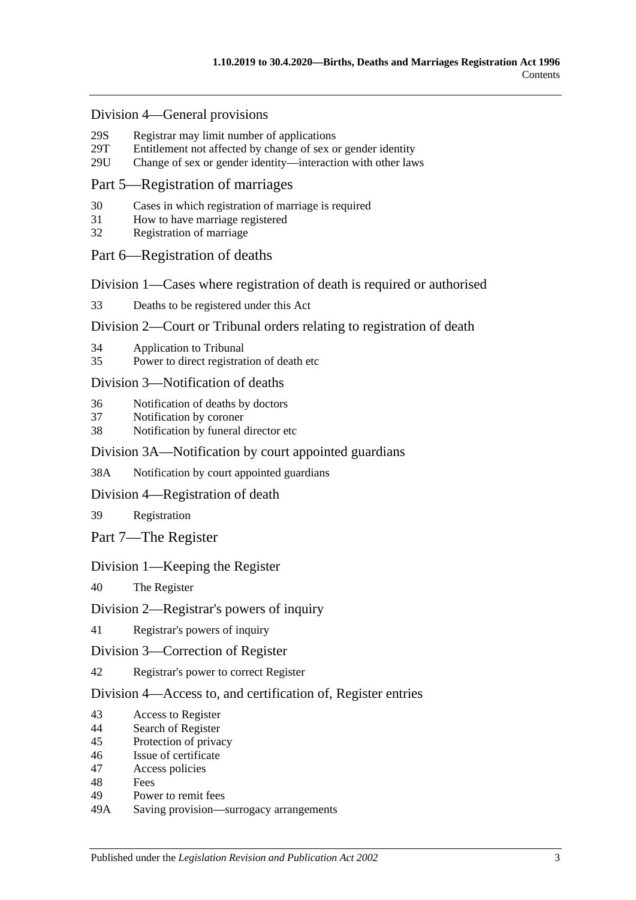## Division 4—General provisions

29S Registrar may limit number of applications
29T Entitlement not affected by change of sex or gender identity
29U Change of sex or gender identity—interaction with other laws

## Part 5—Registration of marriages

30 Cases in which registration of marriage is required
31 How to have marriage registered
32 Registration of marriage

## Part 6—Registration of deaths

## Division 1—Cases where registration of death is required or authorised

33 Deaths to be registered under this Act

## Division 2—Court or Tribunal orders relating to registration of death

34 Application to Tribunal
35 Power to direct registration of death etc

## Division 3—Notification of deaths

36 Notification of deaths by doctors
37 Notification by coroner
38 Notification by funeral director etc

## Division 3A—Notification by court appointed guardians

38A Notification by court appointed guardians

## Division 4—Registration of death

39 Registration

## Part 7—The Register

## Division 1—Keeping the Register

40 The Register

## Division 2—Registrar's powers of inquiry

41 Registrar's powers of inquiry

## Division 3—Correction of Register

42 Registrar's power to correct Register

## Division 4—Access to, and certification of, Register entries

43 Access to Register
44 Search of Register
45 Protection of privacy
46 Issue of certificate
47 Access policies
48 Fees
49 Power to remit fees
49A Saving provision—surrogacy arrangements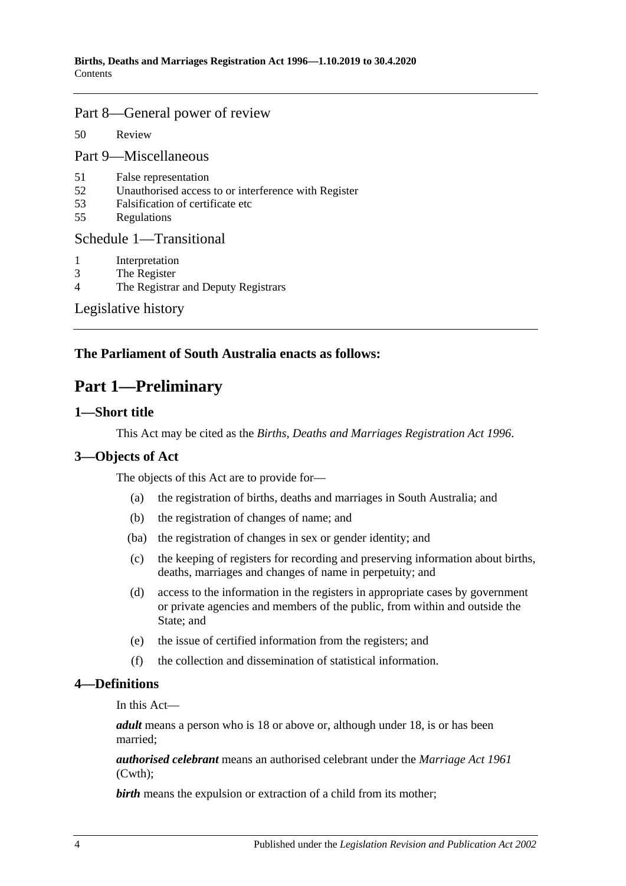Part 8—General power of review

50 Review

Part 9—Miscellaneous

51 False representation
52 Unauthorised access to or interference with Register
53 Falsification of certificate etc
55 Regulations

Schedule 1—Transitional

1 Interpretation
3 The Register
4 The Registrar and Deputy Registrars

Legislative history

**The Parliament of South Australia enacts as follows:**

# Part 1—Preliminary

## 1—Short title

This Act may be cited as the *Births, Deaths and Marriages Registration Act 1996*.

## 3—Objects of Act

The objects of this Act are to provide for—

(a) the registration of births, deaths and marriages in South Australia; and

(b) the registration of changes of name; and

(ba) the registration of changes in sex or gender identity; and

(c) the keeping of registers for recording and preserving information about births, deaths, marriages and changes of name in perpetuity; and

(d) access to the information in the registers in appropriate cases by government or private agencies and members of the public, from within and outside the State; and

(e) the issue of certified information from the registers; and

(f) the collection and dissemination of statistical information.

## 4—Definitions

In this Act—

***adult*** means a person who is 18 or above or, although under 18, is or has been married;

***authorised celebrant*** means an authorised celebrant under the *Marriage Act 1961* (Cwth);

***birth*** means the expulsion or extraction of a child from its mother;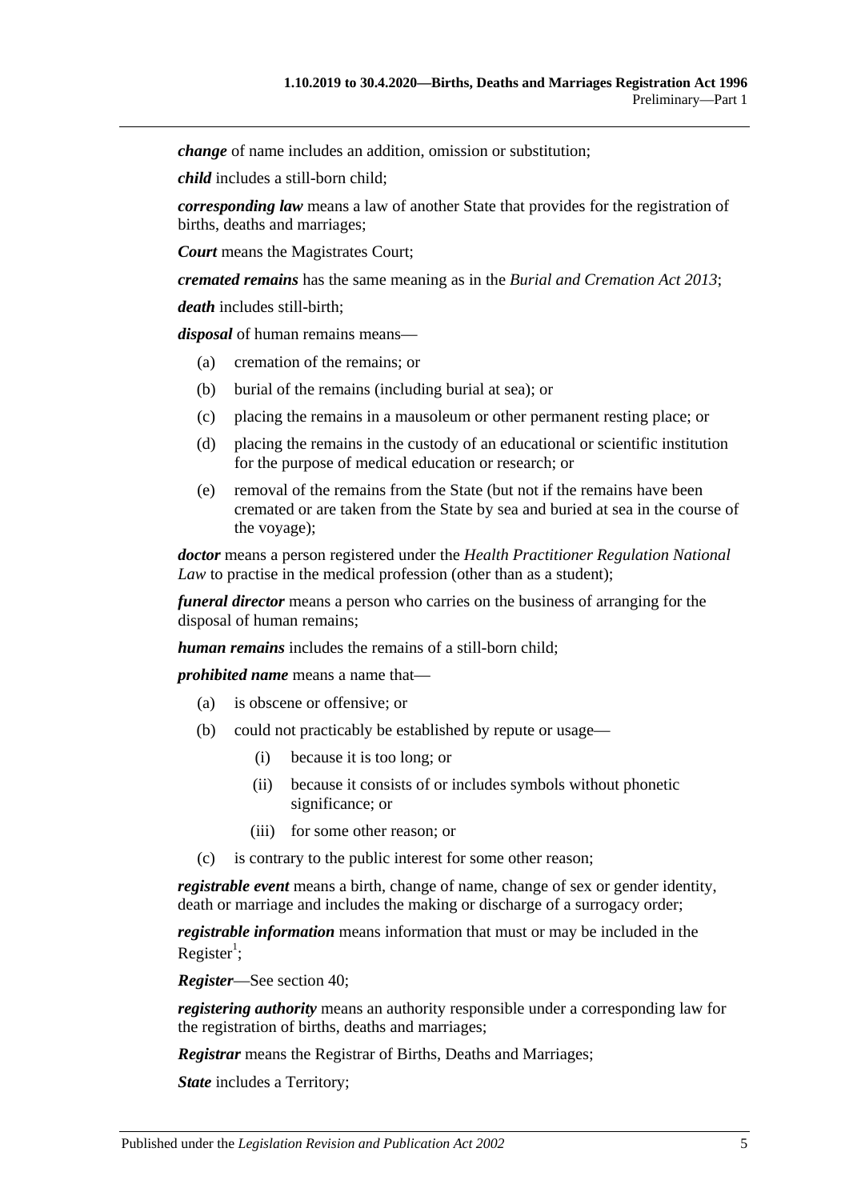***change*** of name includes an addition, omission or substitution;

***child*** includes a still-born child;

***corresponding law*** means a law of another State that provides for the registration of births, deaths and marriages;

***Court*** means the Magistrates Court;

***cremated remains*** has the same meaning as in the *Burial and Cremation Act 2013*;

***death*** includes still-birth;

***disposal*** of human remains means—

- (a) cremation of the remains; or
- (b) burial of the remains (including burial at sea); or
- (c) placing the remains in a mausoleum or other permanent resting place; or
- (d) placing the remains in the custody of an educational or scientific institution for the purpose of medical education or research; or
- (e) removal of the remains from the State (but not if the remains have been cremated or are taken from the State by sea and buried at sea in the course of the voyage);

***doctor*** means a person registered under the *Health Practitioner Regulation National Law* to practise in the medical profession (other than as a student);

***funeral director*** means a person who carries on the business of arranging for the disposal of human remains;

***human remains*** includes the remains of a still-born child;

***prohibited name*** means a name that—

- (a) is obscene or offensive; or
- (b) could not practicably be established by repute or usage—
  - (i) because it is too long; or
  - (ii) because it consists of or includes symbols without phonetic significance; or
  - (iii) for some other reason; or
- (c) is contrary to the public interest for some other reason;

***registrable event*** means a birth, change of name, change of sex or gender identity, death or marriage and includes the making or discharge of a surrogacy order;

***registrable information*** means information that must or may be included in the Register[1];

***Register***—See section 40;

***registering authority*** means an authority responsible under a corresponding law for the registration of births, deaths and marriages;

***Registrar*** means the Registrar of Births, Deaths and Marriages;

***State*** includes a Territory;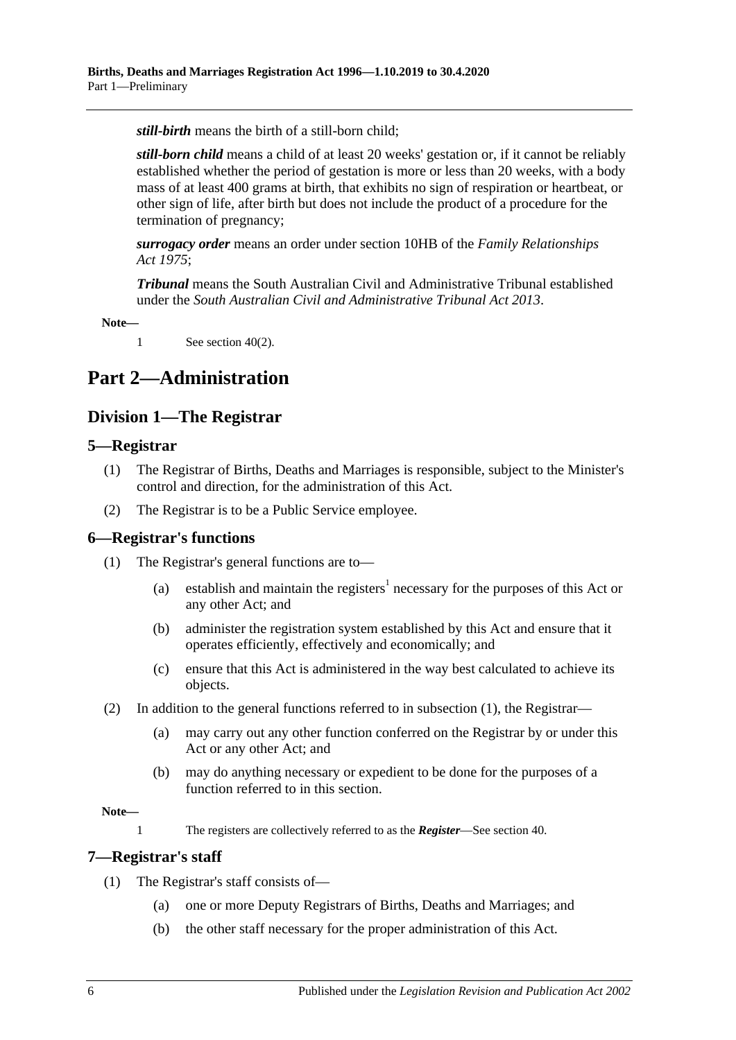***still-birth*** means the birth of a still-born child;

***still-born child*** means a child of at least 20 weeks' gestation or, if it cannot be reliably established whether the period of gestation is more or less than 20 weeks, with a body mass of at least 400 grams at birth, that exhibits no sign of respiration or heartbeat, or other sign of life, after birth but does not include the product of a procedure for the termination of pregnancy;

***surrogacy order*** means an order under section 10HB of the *Family Relationships Act 1975*;

***Tribunal*** means the South Australian Civil and Administrative Tribunal established under the *South Australian Civil and Administrative Tribunal Act 2013*.

**Note—**

1 See section 40(2).

# Part 2—Administration

## Division 1—The Registrar

### 5—Registrar

(1) The Registrar of Births, Deaths and Marriages is responsible, subject to the Minister's control and direction, for the administration of this Act.

(2) The Registrar is to be a Public Service employee.

### 6—Registrar's functions

(1) The Registrar's general functions are to—

(a) establish and maintain the registers[1] necessary for the purposes of this Act or any other Act; and

(b) administer the registration system established by this Act and ensure that it operates efficiently, effectively and economically; and

(c) ensure that this Act is administered in the way best calculated to achieve its objects.

(2) In addition to the general functions referred to in subsection (1), the Registrar—

(a) may carry out any other function conferred on the Registrar by or under this Act or any other Act; and

(b) may do anything necessary or expedient to be done for the purposes of a function referred to in this section.

**Note—**

1 The registers are collectively referred to as the ***Register***—See section 40.

### 7—Registrar's staff

(1) The Registrar's staff consists of—

(a) one or more Deputy Registrars of Births, Deaths and Marriages; and

(b) the other staff necessary for the proper administration of this Act.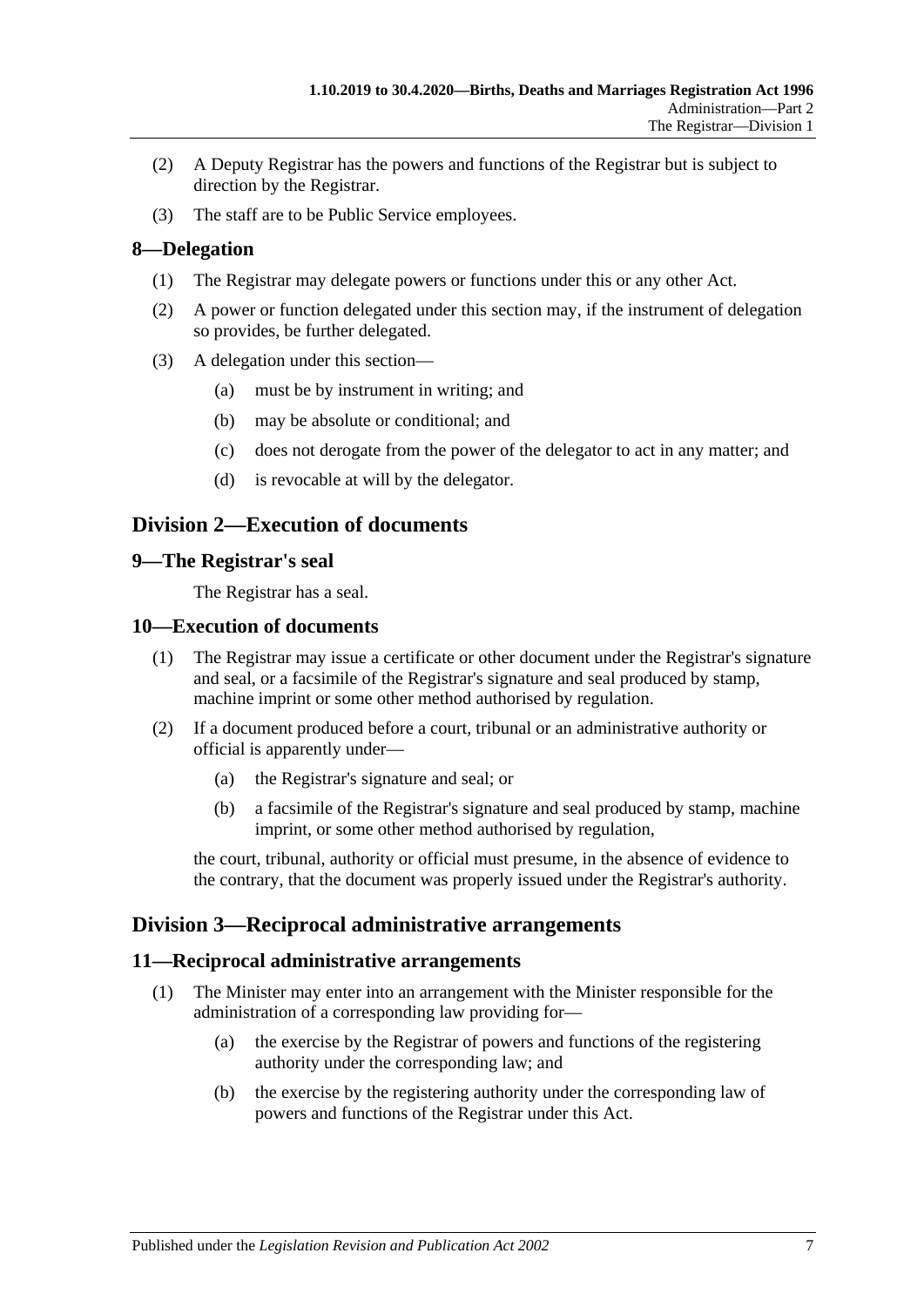(2) A Deputy Registrar has the powers and functions of the Registrar but is subject to direction by the Registrar.

(3) The staff are to be Public Service employees.

### 8—Delegation

(1) The Registrar may delegate powers or functions under this or any other Act.

(2) A power or function delegated under this section may, if the instrument of delegation so provides, be further delegated.

(3) A delegation under this section—

- (a) must be by instrument in writing; and
- (b) may be absolute or conditional; and
- (c) does not derogate from the power of the delegator to act in any matter; and
- (d) is revocable at will by the delegator.

## Division 2—Execution of documents

### 9—The Registrar's seal

The Registrar has a seal.

### 10—Execution of documents

(1) The Registrar may issue a certificate or other document under the Registrar's signature and seal, or a facsimile of the Registrar's signature and seal produced by stamp, machine imprint or some other method authorised by regulation.

(2) If a document produced before a court, tribunal or an administrative authority or official is apparently under—

- (a) the Registrar's signature and seal; or
- (b) a facsimile of the Registrar's signature and seal produced by stamp, machine imprint, or some other method authorised by regulation,

the court, tribunal, authority or official must presume, in the absence of evidence to the contrary, that the document was properly issued under the Registrar's authority.

## Division 3—Reciprocal administrative arrangements

### 11—Reciprocal administrative arrangements

(1) The Minister may enter into an arrangement with the Minister responsible for the administration of a corresponding law providing for—

- (a) the exercise by the Registrar of powers and functions of the registering authority under the corresponding law; and
- (b) the exercise by the registering authority under the corresponding law of powers and functions of the Registrar under this Act.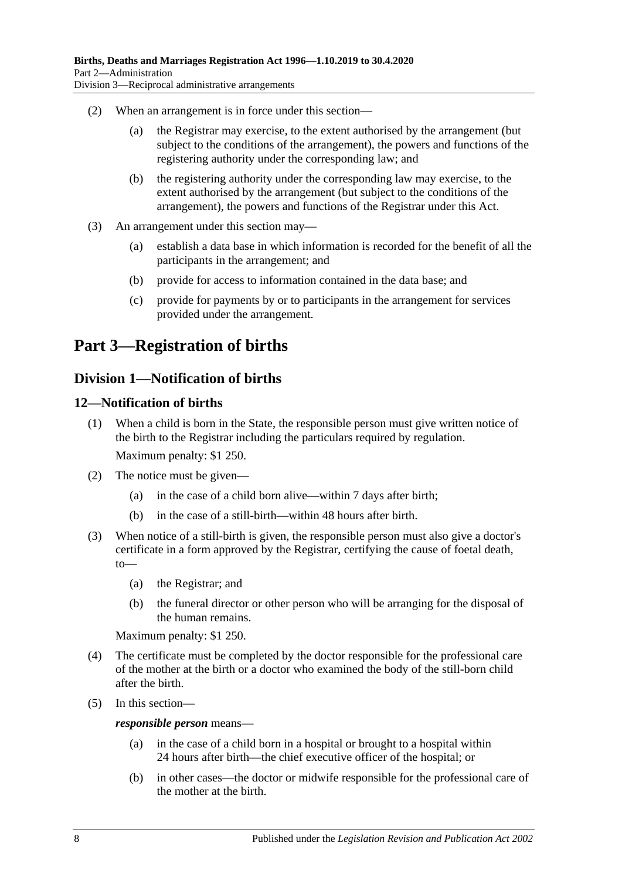(2) When an arrangement is in force under this section—

  (a) the Registrar may exercise, to the extent authorised by the arrangement (but subject to the conditions of the arrangement), the powers and functions of the registering authority under the corresponding law; and

  (b) the registering authority under the corresponding law may exercise, to the extent authorised by the arrangement (but subject to the conditions of the arrangement), the powers and functions of the Registrar under this Act.

(3) An arrangement under this section may—

  (a) establish a data base in which information is recorded for the benefit of all the participants in the arrangement; and

  (b) provide for access to information contained in the data base; and

  (c) provide for payments by or to participants in the arrangement for services provided under the arrangement.

# Part 3—Registration of births

## Division 1—Notification of births

### 12—Notification of births

(1) When a child is born in the State, the responsible person must give written notice of the birth to the Registrar including the particulars required by regulation.

Maximum penalty: $1 250.

(2) The notice must be given—

  (a) in the case of a child born alive—within 7 days after birth;

  (b) in the case of a still-birth—within 48 hours after birth.

(3) When notice of a still-birth is given, the responsible person must also give a doctor's certificate in a form approved by the Registrar, certifying the cause of foetal death, to—

  (a) the Registrar; and

  (b) the funeral director or other person who will be arranging for the disposal of the human remains.

Maximum penalty: $1 250.

(4) The certificate must be completed by the doctor responsible for the professional care of the mother at the birth or a doctor who examined the body of the still-born child after the birth.

(5) In this section—

***responsible person*** means—

  (a) in the case of a child born in a hospital or brought to a hospital within 24 hours after birth—the chief executive officer of the hospital; or

  (b) in other cases—the doctor or midwife responsible for the professional care of the mother at the birth.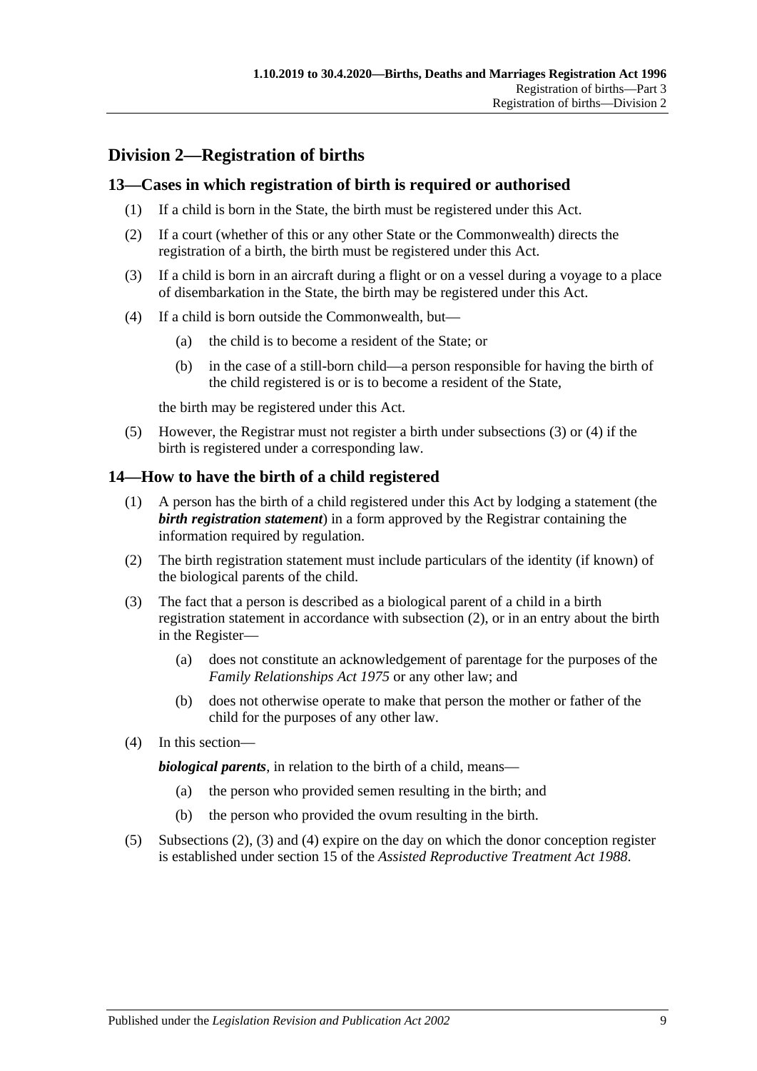## Division 2—Registration of births

### 13—Cases in which registration of birth is required or authorised

(1) If a child is born in the State, the birth must be registered under this Act.

(2) If a court (whether of this or any other State or the Commonwealth) directs the registration of a birth, the birth must be registered under this Act.

(3) If a child is born in an aircraft during a flight or on a vessel during a voyage to a place of disembarkation in the State, the birth may be registered under this Act.

(4) If a child is born outside the Commonwealth, but—

- (a) the child is to become a resident of the State; or
- (b) in the case of a still-born child—a person responsible for having the birth of the child registered is or is to become a resident of the State,

the birth may be registered under this Act.

(5) However, the Registrar must not register a birth under subsections (3) or (4) if the birth is registered under a corresponding law.

### 14—How to have the birth of a child registered

(1) A person has the birth of a child registered under this Act by lodging a statement (the ***birth registration statement***) in a form approved by the Registrar containing the information required by regulation.

(2) The birth registration statement must include particulars of the identity (if known) of the biological parents of the child.

(3) The fact that a person is described as a biological parent of a child in a birth registration statement in accordance with subsection (2), or in an entry about the birth in the Register—

- (a) does not constitute an acknowledgement of parentage for the purposes of the *Family Relationships Act 1975* or any other law; and
- (b) does not otherwise operate to make that person the mother or father of the child for the purposes of any other law.

(4) In this section—

***biological parents***, in relation to the birth of a child, means—

- (a) the person who provided semen resulting in the birth; and
- (b) the person who provided the ovum resulting in the birth.

(5) Subsections (2), (3) and (4) expire on the day on which the donor conception register is established under section 15 of the *Assisted Reproductive Treatment Act 1988*.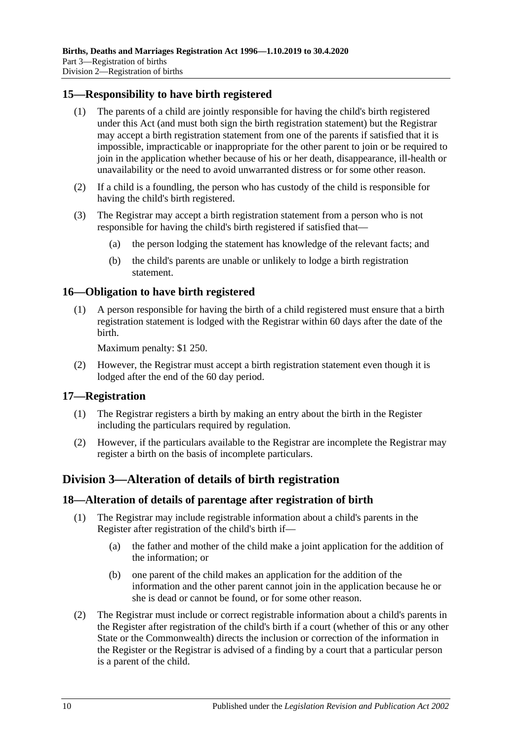## 15—Responsibility to have birth registered

(1) The parents of a child are jointly responsible for having the child's birth registered under this Act (and must both sign the birth registration statement) but the Registrar may accept a birth registration statement from one of the parents if satisfied that it is impossible, impracticable or inappropriate for the other parent to join or be required to join in the application whether because of his or her death, disappearance, ill-health or unavailability or the need to avoid unwarranted distress or for some other reason.

(2) If a child is a foundling, the person who has custody of the child is responsible for having the child's birth registered.

(3) The Registrar may accept a birth registration statement from a person who is not responsible for having the child's birth registered if satisfied that—

(a) the person lodging the statement has knowledge of the relevant facts; and

(b) the child's parents are unable or unlikely to lodge a birth registration statement.

## 16—Obligation to have birth registered

(1) A person responsible for having the birth of a child registered must ensure that a birth registration statement is lodged with the Registrar within 60 days after the date of the birth.

Maximum penalty: $1 250.

(2) However, the Registrar must accept a birth registration statement even though it is lodged after the end of the 60 day period.

## 17—Registration

(1) The Registrar registers a birth by making an entry about the birth in the Register including the particulars required by regulation.

(2) However, if the particulars available to the Registrar are incomplete the Registrar may register a birth on the basis of incomplete particulars.

# Division 3—Alteration of details of birth registration

## 18—Alteration of details of parentage after registration of birth

(1) The Registrar may include registrable information about a child's parents in the Register after registration of the child's birth if—

(a) the father and mother of the child make a joint application for the addition of the information; or

(b) one parent of the child makes an application for the addition of the information and the other parent cannot join in the application because he or she is dead or cannot be found, or for some other reason.

(2) The Registrar must include or correct registrable information about a child's parents in the Register after registration of the child's birth if a court (whether of this or any other State or the Commonwealth) directs the inclusion or correction of the information in the Register or the Registrar is advised of a finding by a court that a particular person is a parent of the child.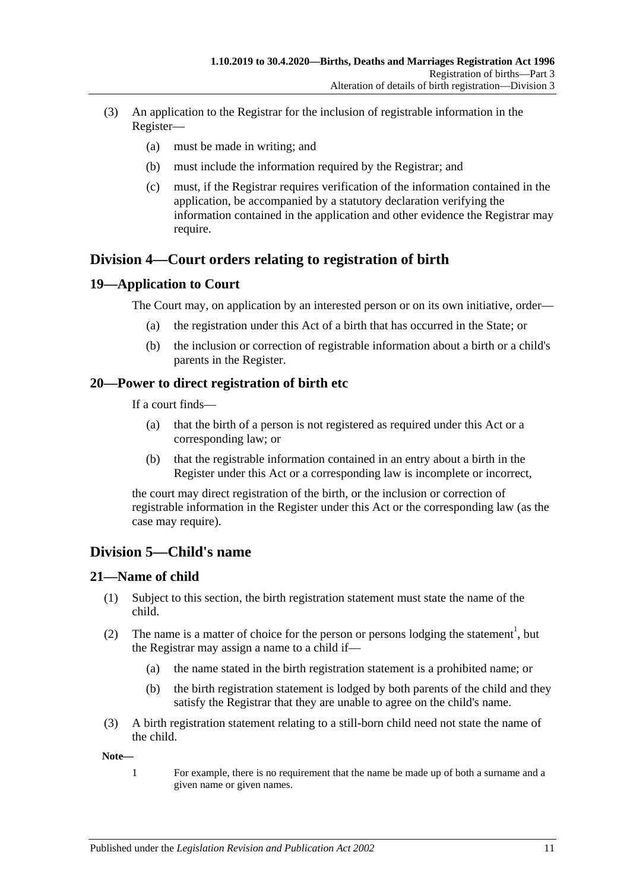(3) An application to the Registrar for the inclusion of registrable information in the Register—

(a) must be made in writing; and

(b) must include the information required by the Registrar; and

(c) must, if the Registrar requires verification of the information contained in the application, be accompanied by a statutory declaration verifying the information contained in the application and other evidence the Registrar may require.

## Division 4—Court orders relating to registration of birth

### 19—Application to Court

The Court may, on application by an interested person or on its own initiative, order—

(a) the registration under this Act of a birth that has occurred in the State; or

(b) the inclusion or correction of registrable information about a birth or a child's parents in the Register.

### 20—Power to direct registration of birth etc

If a court finds—

(a) that the birth of a person is not registered as required under this Act or a corresponding law; or

(b) that the registrable information contained in an entry about a birth in the Register under this Act or a corresponding law is incomplete or incorrect,

the court may direct registration of the birth, or the inclusion or correction of registrable information in the Register under this Act or the corresponding law (as the case may require).

## Division 5—Child's name

### 21—Name of child

(1) Subject to this section, the birth registration statement must state the name of the child.

(2) The name is a matter of choice for the person or persons lodging the statement[1], but the Registrar may assign a name to a child if—

(a) the name stated in the birth registration statement is a prohibited name; or

(b) the birth registration statement is lodged by both parents of the child and they satisfy the Registrar that they are unable to agree on the child's name.

(3) A birth registration statement relating to a still-born child need not state the name of the child.

**Note—**

1 For example, there is no requirement that the name be made up of both a surname and a given name or given names.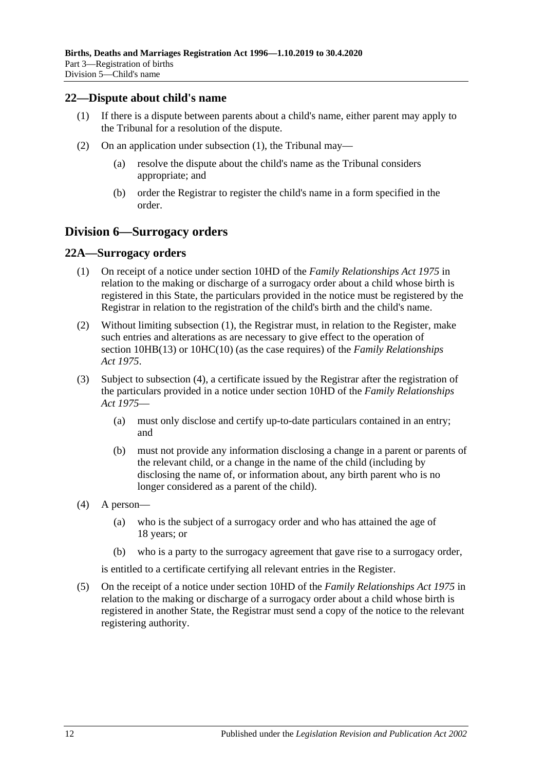## 22—Dispute about child's name

(1) If there is a dispute between parents about a child's name, either parent may apply to the Tribunal for a resolution of the dispute.

(2) On an application under subsection (1), the Tribunal may—

(a) resolve the dispute about the child's name as the Tribunal considers appropriate; and

(b) order the Registrar to register the child's name in a form specified in the order.

# Division 6—Surrogacy orders

## 22A—Surrogacy orders

(1) On receipt of a notice under section 10HD of the *Family Relationships Act 1975* in relation to the making or discharge of a surrogacy order about a child whose birth is registered in this State, the particulars provided in the notice must be registered by the Registrar in relation to the registration of the child's birth and the child's name.

(2) Without limiting subsection (1), the Registrar must, in relation to the Register, make such entries and alterations as are necessary to give effect to the operation of section 10HB(13) or 10HC(10) (as the case requires) of the *Family Relationships Act 1975*.

(3) Subject to subsection (4), a certificate issued by the Registrar after the registration of the particulars provided in a notice under section 10HD of the *Family Relationships Act 1975*—

(a) must only disclose and certify up-to-date particulars contained in an entry; and

(b) must not provide any information disclosing a change in a parent or parents of the relevant child, or a change in the name of the child (including by disclosing the name of, or information about, any birth parent who is no longer considered as a parent of the child).

(4) A person—

(a) who is the subject of a surrogacy order and who has attained the age of 18 years; or

(b) who is a party to the surrogacy agreement that gave rise to a surrogacy order,

is entitled to a certificate certifying all relevant entries in the Register.

(5) On the receipt of a notice under section 10HD of the *Family Relationships Act 1975* in relation to the making or discharge of a surrogacy order about a child whose birth is registered in another State, the Registrar must send a copy of the notice to the relevant registering authority.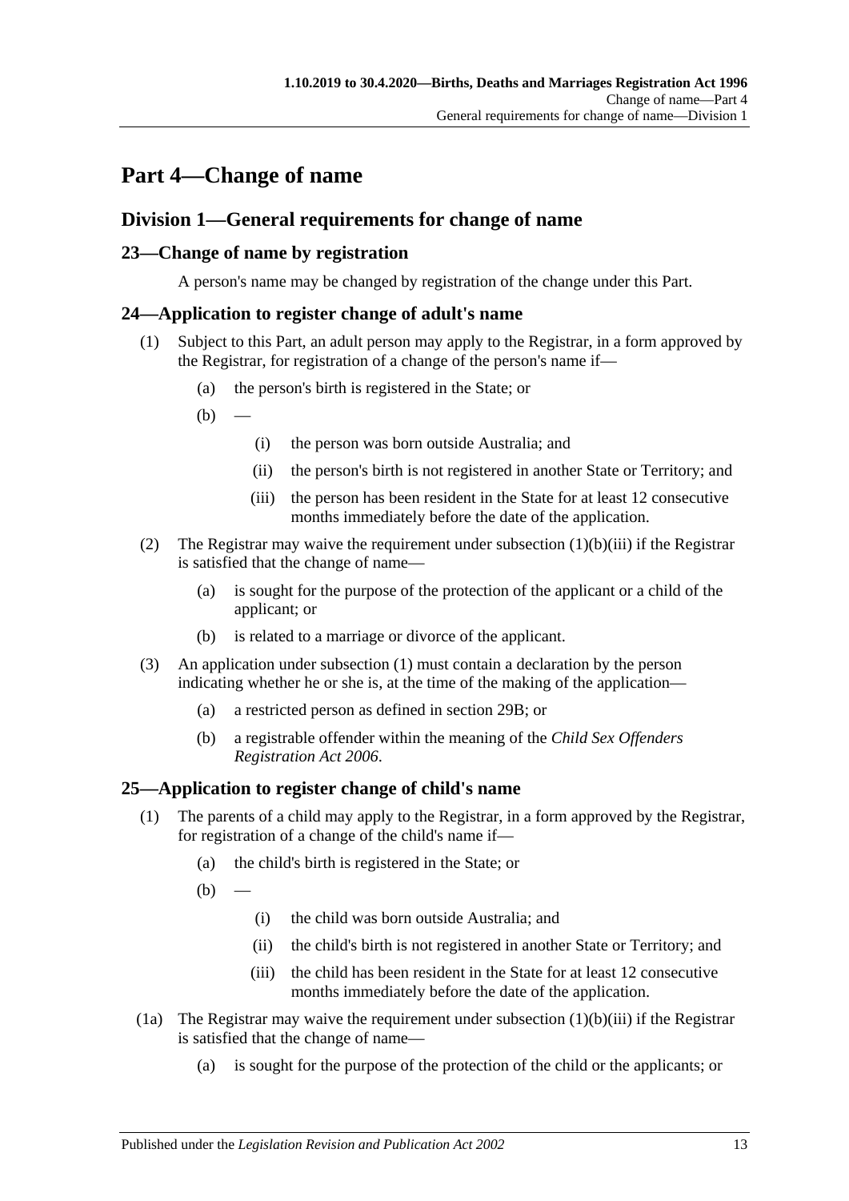# Part 4—Change of name

## Division 1—General requirements for change of name

### 23—Change of name by registration

A person's name may be changed by registration of the change under this Part.

### 24—Application to register change of adult's name

(1) Subject to this Part, an adult person may apply to the Registrar, in a form approved by the Registrar, for registration of a change of the person's name if—

(a) the person's birth is registered in the State; or

(b) —

(i) the person was born outside Australia; and

(ii) the person's birth is not registered in another State or Territory; and

(iii) the person has been resident in the State for at least 12 consecutive months immediately before the date of the application.

(2) The Registrar may waive the requirement under subsection (1)(b)(iii) if the Registrar is satisfied that the change of name—

(a) is sought for the purpose of the protection of the applicant or a child of the applicant; or

(b) is related to a marriage or divorce of the applicant.

(3) An application under subsection (1) must contain a declaration by the person indicating whether he or she is, at the time of the making of the application—

(a) a restricted person as defined in section 29B; or

(b) a registrable offender within the meaning of the *Child Sex Offenders Registration Act 2006*.

### 25—Application to register change of child's name

(1) The parents of a child may apply to the Registrar, in a form approved by the Registrar, for registration of a change of the child's name if—

(a) the child's birth is registered in the State; or

(b) —

(i) the child was born outside Australia; and

(ii) the child's birth is not registered in another State or Territory; and

(iii) the child has been resident in the State for at least 12 consecutive months immediately before the date of the application.

(1a) The Registrar may waive the requirement under subsection (1)(b)(iii) if the Registrar is satisfied that the change of name—

(a) is sought for the purpose of the protection of the child or the applicants; or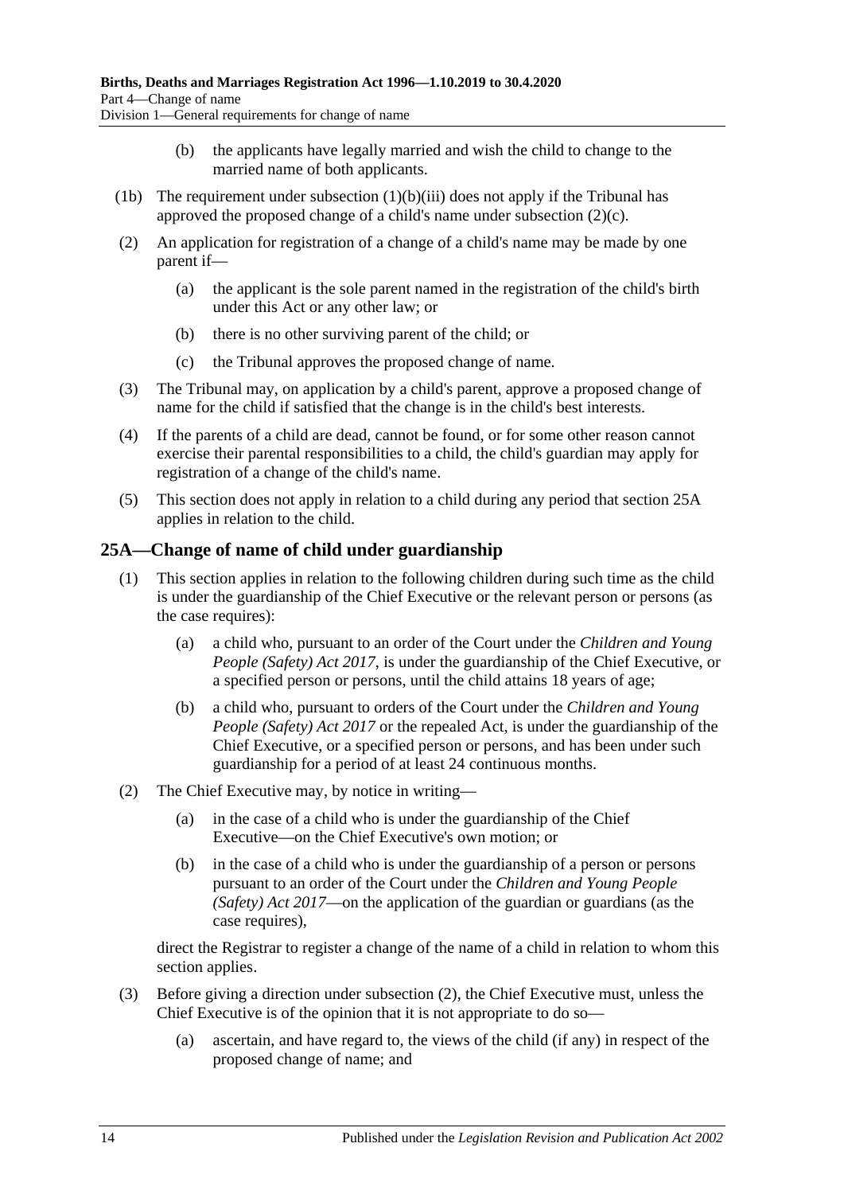(b) the applicants have legally married and wish the child to change to the married name of both applicants.

(1b) The requirement under subsection (1)(b)(iii) does not apply if the Tribunal has approved the proposed change of a child's name under subsection (2)(c).

(2) An application for registration of a change of a child's name may be made by one parent if—

(a) the applicant is the sole parent named in the registration of the child's birth under this Act or any other law; or

(b) there is no other surviving parent of the child; or

(c) the Tribunal approves the proposed change of name.

(3) The Tribunal may, on application by a child's parent, approve a proposed change of name for the child if satisfied that the change is in the child's best interests.

(4) If the parents of a child are dead, cannot be found, or for some other reason cannot exercise their parental responsibilities to a child, the child's guardian may apply for registration of a change of the child's name.

(5) This section does not apply in relation to a child during any period that section 25A applies in relation to the child.

## 25A—Change of name of child under guardianship

(1) This section applies in relation to the following children during such time as the child is under the guardianship of the Chief Executive or the relevant person or persons (as the case requires):

(a) a child who, pursuant to an order of the Court under the *Children and Young People (Safety) Act 2017*, is under the guardianship of the Chief Executive, or a specified person or persons, until the child attains 18 years of age;

(b) a child who, pursuant to orders of the Court under the *Children and Young People (Safety) Act 2017* or the repealed Act, is under the guardianship of the Chief Executive, or a specified person or persons, and has been under such guardianship for a period of at least 24 continuous months.

(2) The Chief Executive may, by notice in writing—

(a) in the case of a child who is under the guardianship of the Chief Executive—on the Chief Executive's own motion; or

(b) in the case of a child who is under the guardianship of a person or persons pursuant to an order of the Court under the *Children and Young People (Safety) Act 2017*—on the application of the guardian or guardians (as the case requires),

direct the Registrar to register a change of the name of a child in relation to whom this section applies.

(3) Before giving a direction under subsection (2), the Chief Executive must, unless the Chief Executive is of the opinion that it is not appropriate to do so—

(a) ascertain, and have regard to, the views of the child (if any) in respect of the proposed change of name; and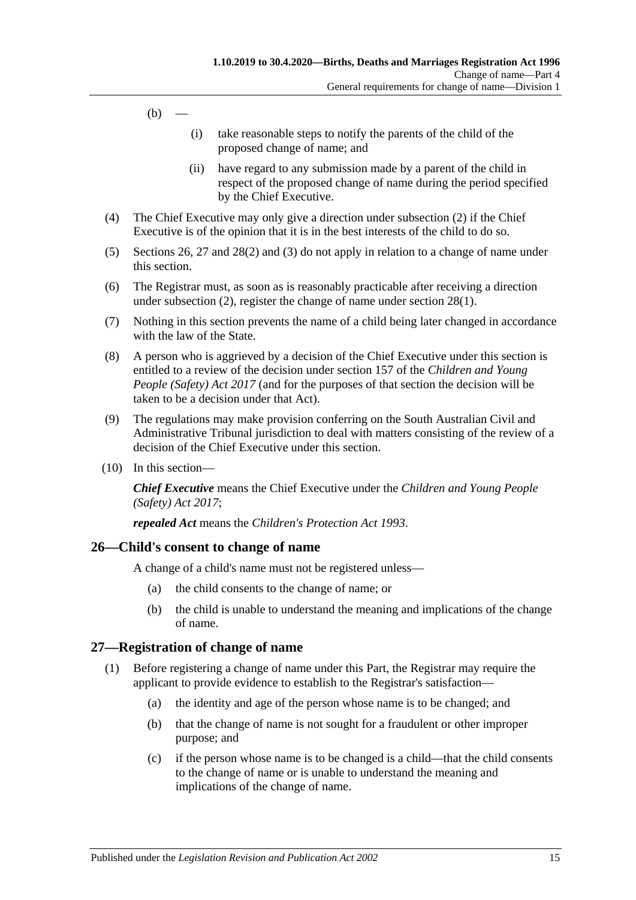(b) —

(i) take reasonable steps to notify the parents of the child of the proposed change of name; and

(ii) have regard to any submission made by a parent of the child in respect of the proposed change of name during the period specified by the Chief Executive.

(4) The Chief Executive may only give a direction under subsection (2) if the Chief Executive is of the opinion that it is in the best interests of the child to do so.

(5) Sections 26, 27 and 28(2) and (3) do not apply in relation to a change of name under this section.

(6) The Registrar must, as soon as is reasonably practicable after receiving a direction under subsection (2), register the change of name under section 28(1).

(7) Nothing in this section prevents the name of a child being later changed in accordance with the law of the State.

(8) A person who is aggrieved by a decision of the Chief Executive under this section is entitled to a review of the decision under section 157 of the *Children and Young People (Safety) Act 2017* (and for the purposes of that section the decision will be taken to be a decision under that Act).

(9) The regulations may make provision conferring on the South Australian Civil and Administrative Tribunal jurisdiction to deal with matters consisting of the review of a decision of the Chief Executive under this section.

(10) In this section—

***Chief Executive*** means the Chief Executive under the *Children and Young People (Safety) Act 2017*;

***repealed Act*** means the *Children's Protection Act 1993*.

## 26—Child's consent to change of name

A change of a child's name must not be registered unless—

(a) the child consents to the change of name; or

(b) the child is unable to understand the meaning and implications of the change of name.

## 27—Registration of change of name

(1) Before registering a change of name under this Part, the Registrar may require the applicant to provide evidence to establish to the Registrar's satisfaction—

(a) the identity and age of the person whose name is to be changed; and

(b) that the change of name is not sought for a fraudulent or other improper purpose; and

(c) if the person whose name is to be changed is a child—that the child consents to the change of name or is unable to understand the meaning and implications of the change of name.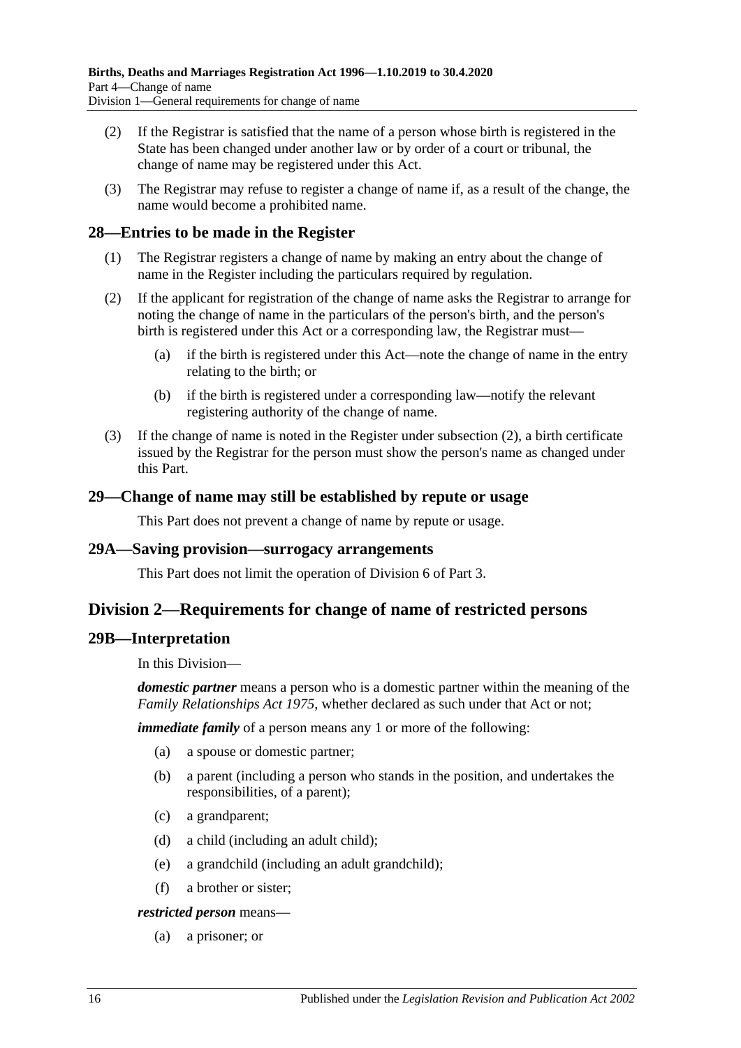(2) If the Registrar is satisfied that the name of a person whose birth is registered in the State has been changed under another law or by order of a court or tribunal, the change of name may be registered under this Act.

(3) The Registrar may refuse to register a change of name if, as a result of the change, the name would become a prohibited name.

## 28—Entries to be made in the Register

(1) The Registrar registers a change of name by making an entry about the change of name in the Register including the particulars required by regulation.

(2) If the applicant for registration of the change of name asks the Registrar to arrange for noting the change of name in the particulars of the person's birth, and the person's birth is registered under this Act or a corresponding law, the Registrar must—

- (a) if the birth is registered under this Act—note the change of name in the entry relating to the birth; or
- (b) if the birth is registered under a corresponding law—notify the relevant registering authority of the change of name.

(3) If the change of name is noted in the Register under subsection (2), a birth certificate issued by the Registrar for the person must show the person's name as changed under this Part.

## 29—Change of name may still be established by repute or usage

This Part does not prevent a change of name by repute or usage.

## 29A—Saving provision—surrogacy arrangements

This Part does not limit the operation of Division 6 of Part 3.

# Division 2—Requirements for change of name of restricted persons

## 29B—Interpretation

In this Division—

***domestic partner*** means a person who is a domestic partner within the meaning of the *Family Relationships Act 1975*, whether declared as such under that Act or not;

***immediate family*** of a person means any 1 or more of the following:

- (a) a spouse or domestic partner;
- (b) a parent (including a person who stands in the position, and undertakes the responsibilities, of a parent);
- (c) a grandparent;
- (d) a child (including an adult child);
- (e) a grandchild (including an adult grandchild);
- (f) a brother or sister;

***restricted person*** means—

- (a) a prisoner; or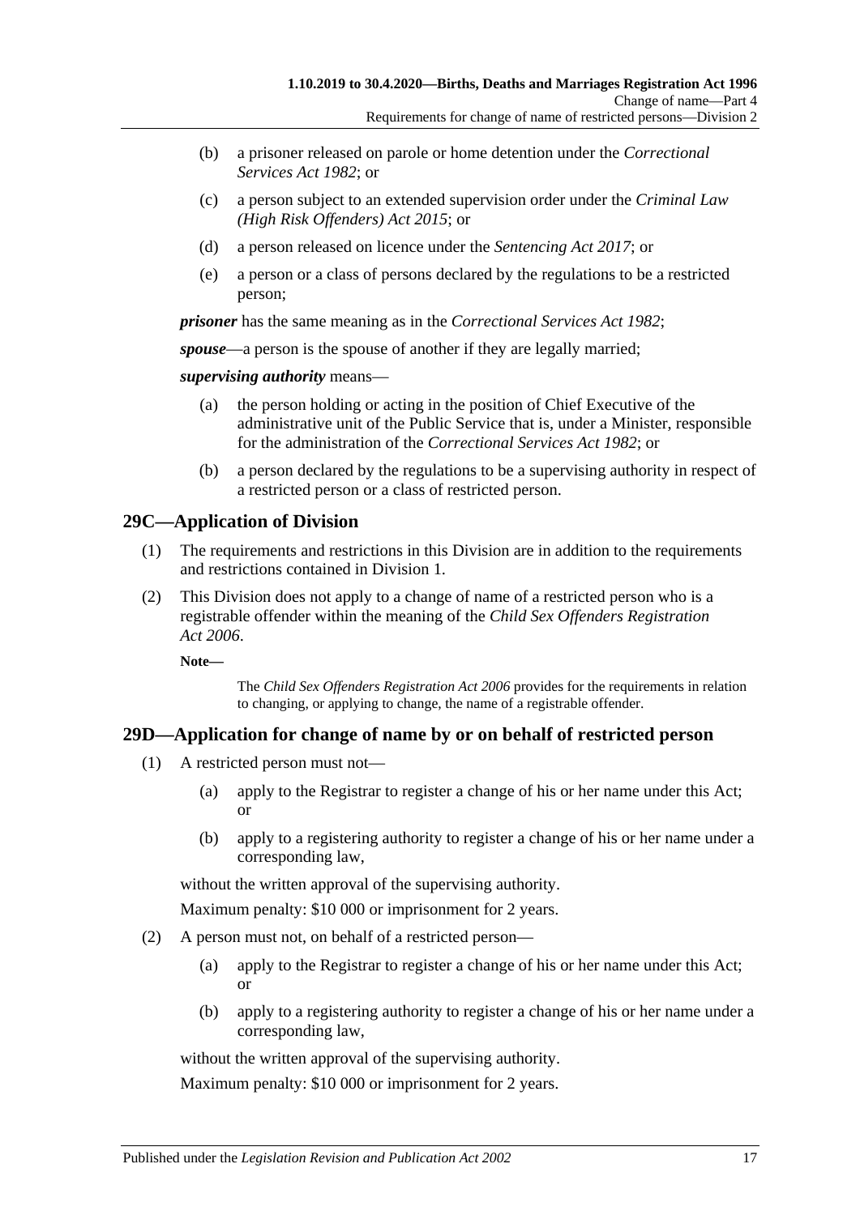(b) a prisoner released on parole or home detention under the *Correctional Services Act 1982*; or

(c) a person subject to an extended supervision order under the *Criminal Law (High Risk Offenders) Act 2015*; or

(d) a person released on licence under the *Sentencing Act 2017*; or

(e) a person or a class of persons declared by the regulations to be a restricted person;

***prisoner*** has the same meaning as in the *Correctional Services Act 1982*;

***spouse***—a person is the spouse of another if they are legally married;

***supervising authority*** means—

(a) the person holding or acting in the position of Chief Executive of the administrative unit of the Public Service that is, under a Minister, responsible for the administration of the *Correctional Services Act 1982*; or

(b) a person declared by the regulations to be a supervising authority in respect of a restricted person or a class of restricted person.

## 29C—Application of Division

(1) The requirements and restrictions in this Division are in addition to the requirements and restrictions contained in Division 1.

(2) This Division does not apply to a change of name of a restricted person who is a registrable offender within the meaning of the *Child Sex Offenders Registration Act 2006*.

**Note—**

The *Child Sex Offenders Registration Act 2006* provides for the requirements in relation to changing, or applying to change, the name of a registrable offender.

## 29D—Application for change of name by or on behalf of restricted person

(1) A restricted person must not—

(a) apply to the Registrar to register a change of his or her name under this Act; or

(b) apply to a registering authority to register a change of his or her name under a corresponding law,

without the written approval of the supervising authority.

Maximum penalty: $10 000 or imprisonment for 2 years.

(2) A person must not, on behalf of a restricted person—

(a) apply to the Registrar to register a change of his or her name under this Act; or

(b) apply to a registering authority to register a change of his or her name under a corresponding law,

without the written approval of the supervising authority.

Maximum penalty: $10 000 or imprisonment for 2 years.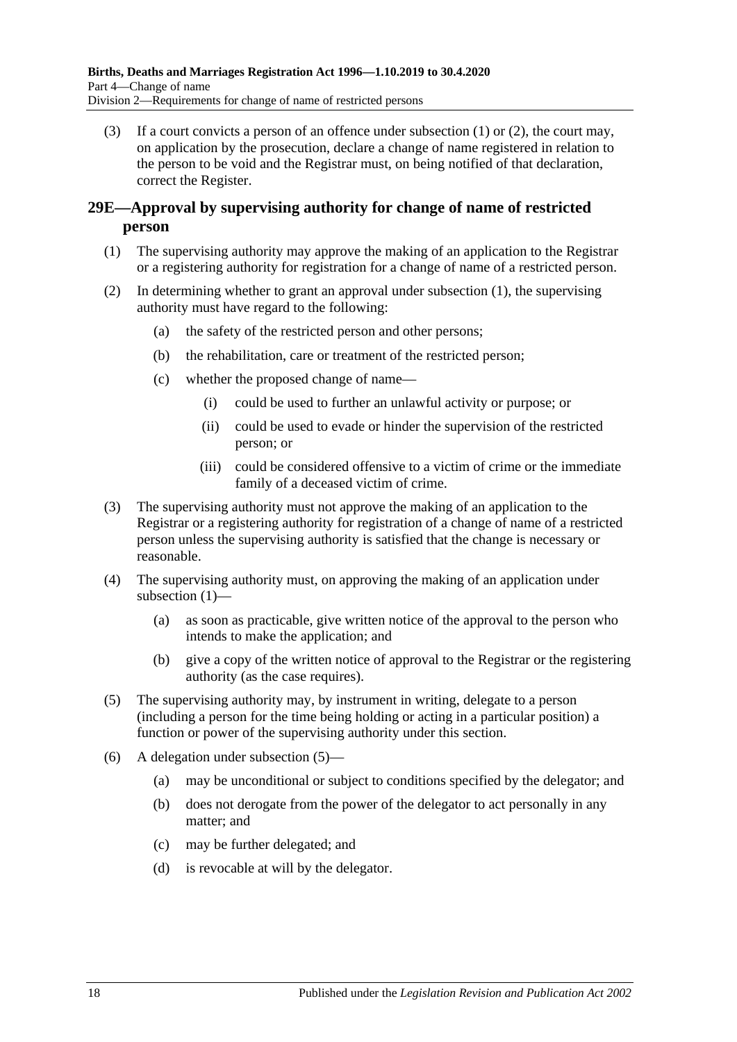(3) If a court convicts a person of an offence under subsection (1) or (2), the court may, on application by the prosecution, declare a change of name registered in relation to the person to be void and the Registrar must, on being notified of that declaration, correct the Register.

## 29E—Approval by supervising authority for change of name of restricted person

(1) The supervising authority may approve the making of an application to the Registrar or a registering authority for registration for a change of name of a restricted person.

(2) In determining whether to grant an approval under subsection (1), the supervising authority must have regard to the following:

- (a) the safety of the restricted person and other persons;
- (b) the rehabilitation, care or treatment of the restricted person;
- (c) whether the proposed change of name—
  - (i) could be used to further an unlawful activity or purpose; or
  - (ii) could be used to evade or hinder the supervision of the restricted person; or
  - (iii) could be considered offensive to a victim of crime or the immediate family of a deceased victim of crime.

(3) The supervising authority must not approve the making of an application to the Registrar or a registering authority for registration of a change of name of a restricted person unless the supervising authority is satisfied that the change is necessary or reasonable.

(4) The supervising authority must, on approving the making of an application under subsection (1)—

- (a) as soon as practicable, give written notice of the approval to the person who intends to make the application; and
- (b) give a copy of the written notice of approval to the Registrar or the registering authority (as the case requires).

(5) The supervising authority may, by instrument in writing, delegate to a person (including a person for the time being holding or acting in a particular position) a function or power of the supervising authority under this section.

(6) A delegation under subsection (5)—

- (a) may be unconditional or subject to conditions specified by the delegator; and
- (b) does not derogate from the power of the delegator to act personally in any matter; and
- (c) may be further delegated; and
- (d) is revocable at will by the delegator.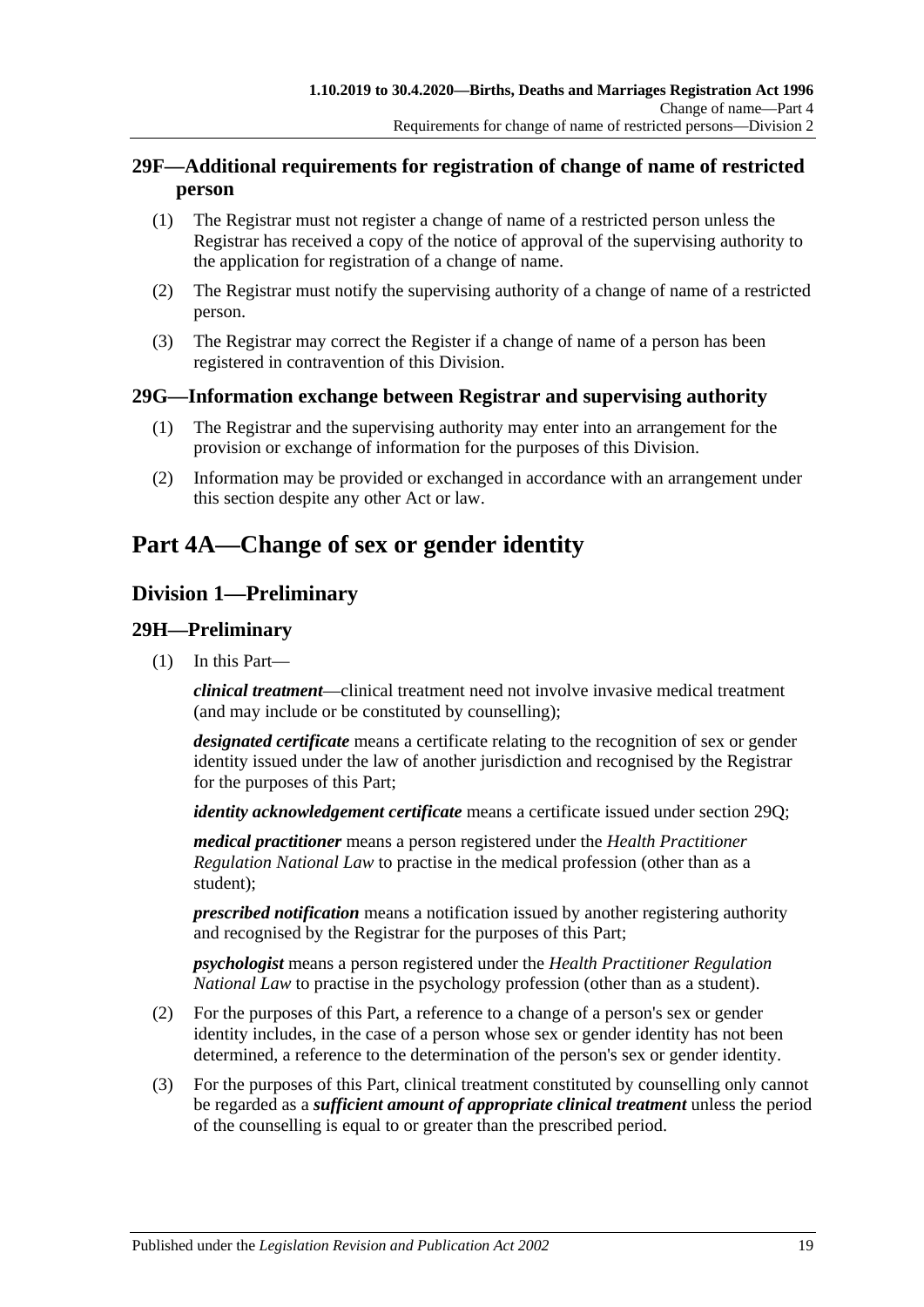## 29F—Additional requirements for registration of change of name of restricted person

(1) The Registrar must not register a change of name of a restricted person unless the Registrar has received a copy of the notice of approval of the supervising authority to the application for registration of a change of name.

(2) The Registrar must notify the supervising authority of a change of name of a restricted person.

(3) The Registrar may correct the Register if a change of name of a person has been registered in contravention of this Division.

## 29G—Information exchange between Registrar and supervising authority

(1) The Registrar and the supervising authority may enter into an arrangement for the provision or exchange of information for the purposes of this Division.

(2) Information may be provided or exchanged in accordance with an arrangement under this section despite any other Act or law.

# Part 4A—Change of sex or gender identity

## Division 1—Preliminary

## 29H—Preliminary

(1) In this Part—

***clinical treatment***—clinical treatment need not involve invasive medical treatment (and may include or be constituted by counselling);

***designated certificate*** means a certificate relating to the recognition of sex or gender identity issued under the law of another jurisdiction and recognised by the Registrar for the purposes of this Part;

***identity acknowledgement certificate*** means a certificate issued under section 29Q;

***medical practitioner*** means a person registered under the *Health Practitioner Regulation National Law* to practise in the medical profession (other than as a student);

***prescribed notification*** means a notification issued by another registering authority and recognised by the Registrar for the purposes of this Part;

***psychologist*** means a person registered under the *Health Practitioner Regulation National Law* to practise in the psychology profession (other than as a student).

(2) For the purposes of this Part, a reference to a change of a person's sex or gender identity includes, in the case of a person whose sex or gender identity has not been determined, a reference to the determination of the person's sex or gender identity.

(3) For the purposes of this Part, clinical treatment constituted by counselling only cannot be regarded as a ***sufficient amount of appropriate clinical treatment*** unless the period of the counselling is equal to or greater than the prescribed period.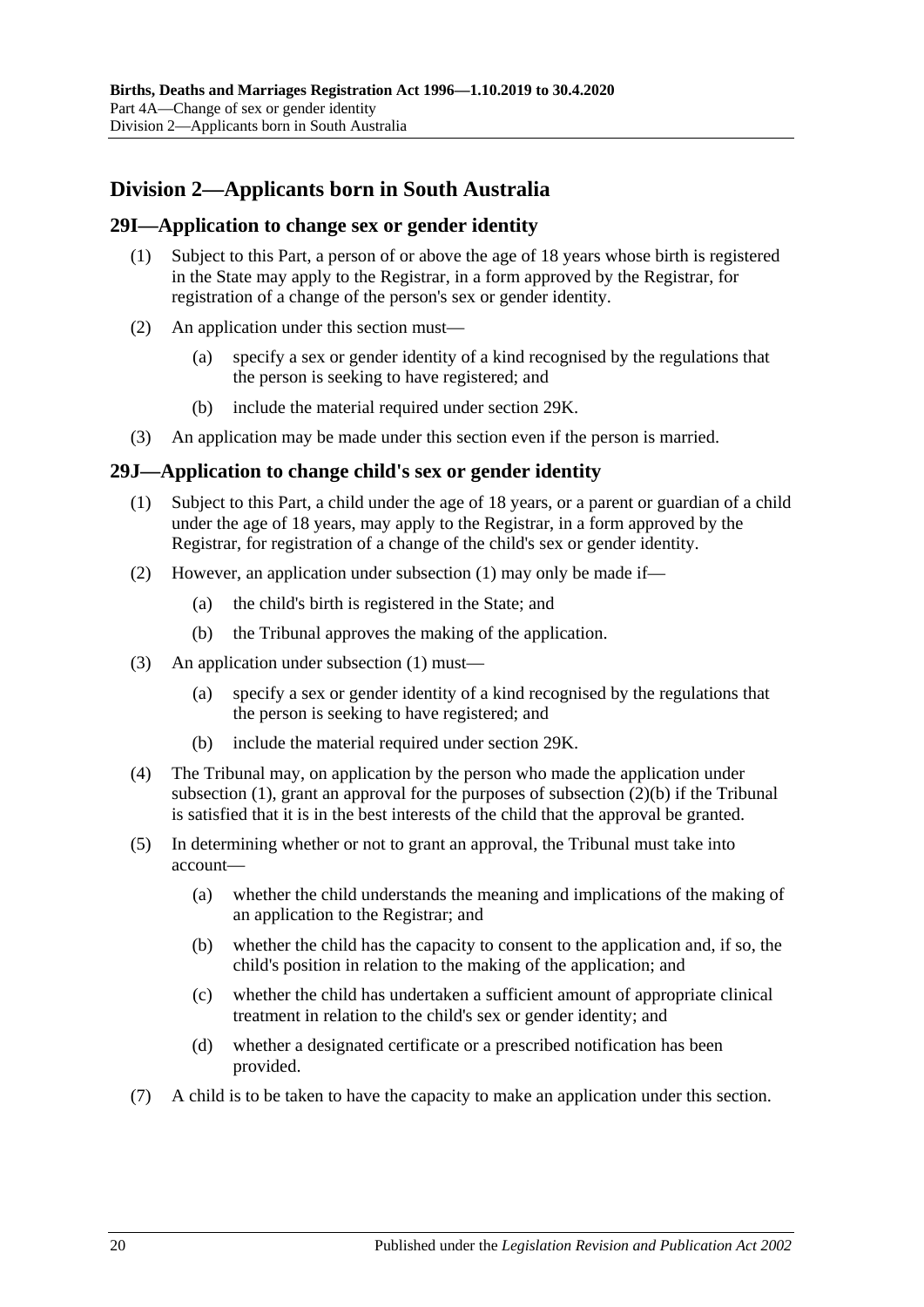## Division 2—Applicants born in South Australia

### 29I—Application to change sex or gender identity

(1) Subject to this Part, a person of or above the age of 18 years whose birth is registered in the State may apply to the Registrar, in a form approved by the Registrar, for registration of a change of the person's sex or gender identity.

(2) An application under this section must—

(a) specify a sex or gender identity of a kind recognised by the regulations that the person is seeking to have registered; and

(b) include the material required under section 29K.

(3) An application may be made under this section even if the person is married.

### 29J—Application to change child's sex or gender identity

(1) Subject to this Part, a child under the age of 18 years, or a parent or guardian of a child under the age of 18 years, may apply to the Registrar, in a form approved by the Registrar, for registration of a change of the child's sex or gender identity.

(2) However, an application under subsection (1) may only be made if—

(a) the child's birth is registered in the State; and

(b) the Tribunal approves the making of the application.

(3) An application under subsection (1) must—

(a) specify a sex or gender identity of a kind recognised by the regulations that the person is seeking to have registered; and

(b) include the material required under section 29K.

(4) The Tribunal may, on application by the person who made the application under subsection (1), grant an approval for the purposes of subsection (2)(b) if the Tribunal is satisfied that it is in the best interests of the child that the approval be granted.

(5) In determining whether or not to grant an approval, the Tribunal must take into account—

(a) whether the child understands the meaning and implications of the making of an application to the Registrar; and

(b) whether the child has the capacity to consent to the application and, if so, the child's position in relation to the making of the application; and

(c) whether the child has undertaken a sufficient amount of appropriate clinical treatment in relation to the child's sex or gender identity; and

(d) whether a designated certificate or a prescribed notification has been provided.

(7) A child is to be taken to have the capacity to make an application under this section.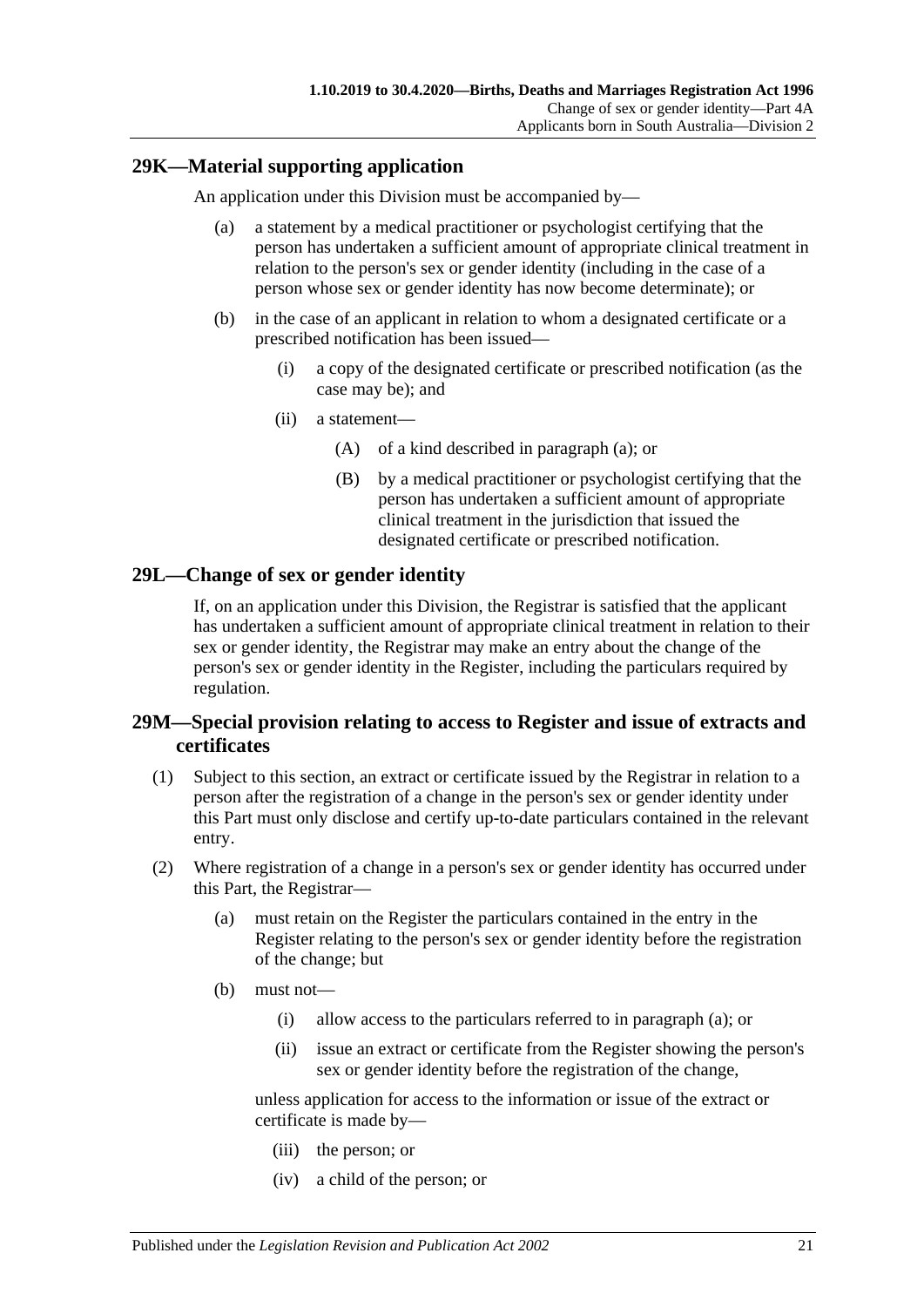## 29K—Material supporting application

An application under this Division must be accompanied by—

(a) a statement by a medical practitioner or psychologist certifying that the person has undertaken a sufficient amount of appropriate clinical treatment in relation to the person's sex or gender identity (including in the case of a person whose sex or gender identity has now become determinate); or

(b) in the case of an applicant in relation to whom a designated certificate or a prescribed notification has been issued—

(i) a copy of the designated certificate or prescribed notification (as the case may be); and

(ii) a statement—

(A) of a kind described in paragraph (a); or

(B) by a medical practitioner or psychologist certifying that the person has undertaken a sufficient amount of appropriate clinical treatment in the jurisdiction that issued the designated certificate or prescribed notification.

## 29L—Change of sex or gender identity

If, on an application under this Division, the Registrar is satisfied that the applicant has undertaken a sufficient amount of appropriate clinical treatment in relation to their sex or gender identity, the Registrar may make an entry about the change of the person's sex or gender identity in the Register, including the particulars required by regulation.

## 29M—Special provision relating to access to Register and issue of extracts and certificates

(1) Subject to this section, an extract or certificate issued by the Registrar in relation to a person after the registration of a change in the person's sex or gender identity under this Part must only disclose and certify up-to-date particulars contained in the relevant entry.

(2) Where registration of a change in a person's sex or gender identity has occurred under this Part, the Registrar—

(a) must retain on the Register the particulars contained in the entry in the Register relating to the person's sex or gender identity before the registration of the change; but

(b) must not—

(i) allow access to the particulars referred to in paragraph (a); or

(ii) issue an extract or certificate from the Register showing the person's sex or gender identity before the registration of the change,

unless application for access to the information or issue of the extract or certificate is made by—

(iii) the person; or

(iv) a child of the person; or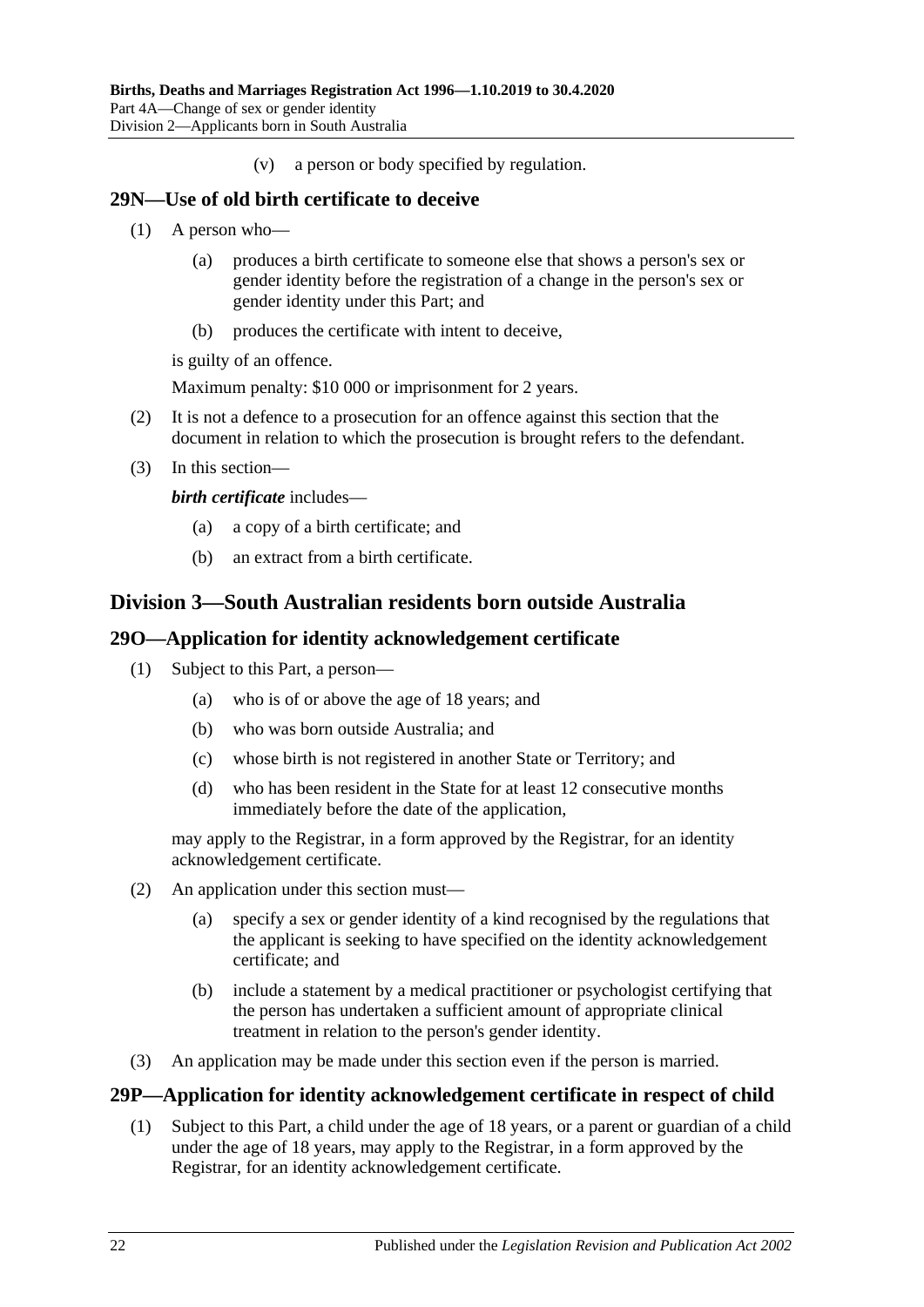(v) a person or body specified by regulation.

## 29N—Use of old birth certificate to deceive

(1) A person who—

(a) produces a birth certificate to someone else that shows a person's sex or gender identity before the registration of a change in the person's sex or gender identity under this Part; and

(b) produces the certificate with intent to deceive,

is guilty of an offence.

Maximum penalty: $10 000 or imprisonment for 2 years.

(2) It is not a defence to a prosecution for an offence against this section that the document in relation to which the prosecution is brought refers to the defendant.

(3) In this section—

***birth certificate*** includes—

(a) a copy of a birth certificate; and

(b) an extract from a birth certificate.

# Division 3—South Australian residents born outside Australia

## 29O—Application for identity acknowledgement certificate

(1) Subject to this Part, a person—

(a) who is of or above the age of 18 years; and

(b) who was born outside Australia; and

(c) whose birth is not registered in another State or Territory; and

(d) who has been resident in the State for at least 12 consecutive months immediately before the date of the application,

may apply to the Registrar, in a form approved by the Registrar, for an identity acknowledgement certificate.

(2) An application under this section must—

(a) specify a sex or gender identity of a kind recognised by the regulations that the applicant is seeking to have specified on the identity acknowledgement certificate; and

(b) include a statement by a medical practitioner or psychologist certifying that the person has undertaken a sufficient amount of appropriate clinical treatment in relation to the person's gender identity.

(3) An application may be made under this section even if the person is married.

## 29P—Application for identity acknowledgement certificate in respect of child

(1) Subject to this Part, a child under the age of 18 years, or a parent or guardian of a child under the age of 18 years, may apply to the Registrar, in a form approved by the Registrar, for an identity acknowledgement certificate.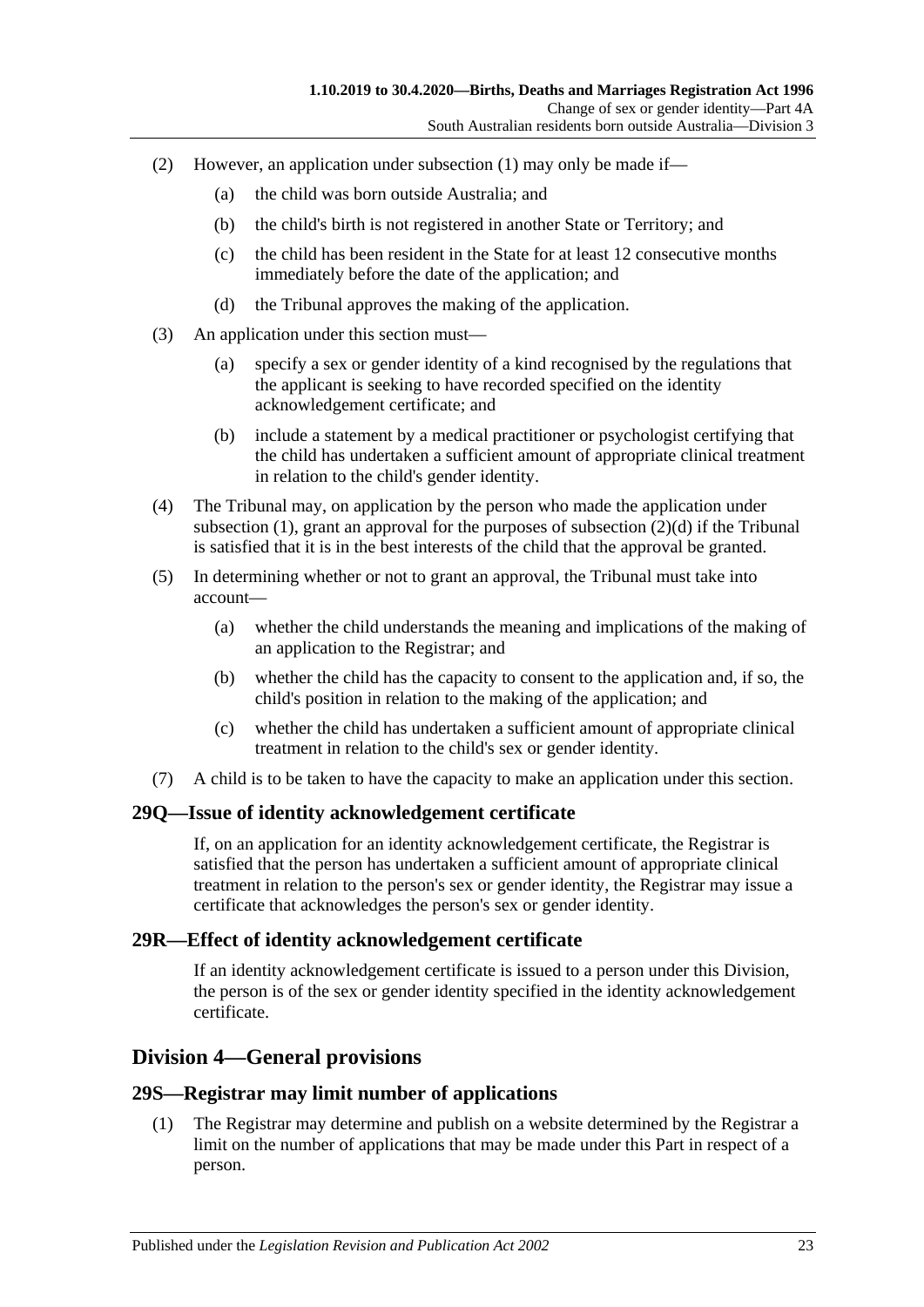(2) However, an application under subsection (1) may only be made if—

(a) the child was born outside Australia; and

(b) the child's birth is not registered in another State or Territory; and

(c) the child has been resident in the State for at least 12 consecutive months immediately before the date of the application; and

(d) the Tribunal approves the making of the application.

(3) An application under this section must—

(a) specify a sex or gender identity of a kind recognised by the regulations that the applicant is seeking to have recorded specified on the identity acknowledgement certificate; and

(b) include a statement by a medical practitioner or psychologist certifying that the child has undertaken a sufficient amount of appropriate clinical treatment in relation to the child's gender identity.

(4) The Tribunal may, on application by the person who made the application under subsection (1), grant an approval for the purposes of subsection (2)(d) if the Tribunal is satisfied that it is in the best interests of the child that the approval be granted.

(5) In determining whether or not to grant an approval, the Tribunal must take into account—

(a) whether the child understands the meaning and implications of the making of an application to the Registrar; and

(b) whether the child has the capacity to consent to the application and, if so, the child's position in relation to the making of the application; and

(c) whether the child has undertaken a sufficient amount of appropriate clinical treatment in relation to the child's sex or gender identity.

(7) A child is to be taken to have the capacity to make an application under this section.

### 29Q—Issue of identity acknowledgement certificate

If, on an application for an identity acknowledgement certificate, the Registrar is satisfied that the person has undertaken a sufficient amount of appropriate clinical treatment in relation to the person's sex or gender identity, the Registrar may issue a certificate that acknowledges the person's sex or gender identity.

### 29R—Effect of identity acknowledgement certificate

If an identity acknowledgement certificate is issued to a person under this Division, the person is of the sex or gender identity specified in the identity acknowledgement certificate.

## Division 4—General provisions

### 29S—Registrar may limit number of applications

(1) The Registrar may determine and publish on a website determined by the Registrar a limit on the number of applications that may be made under this Part in respect of a person.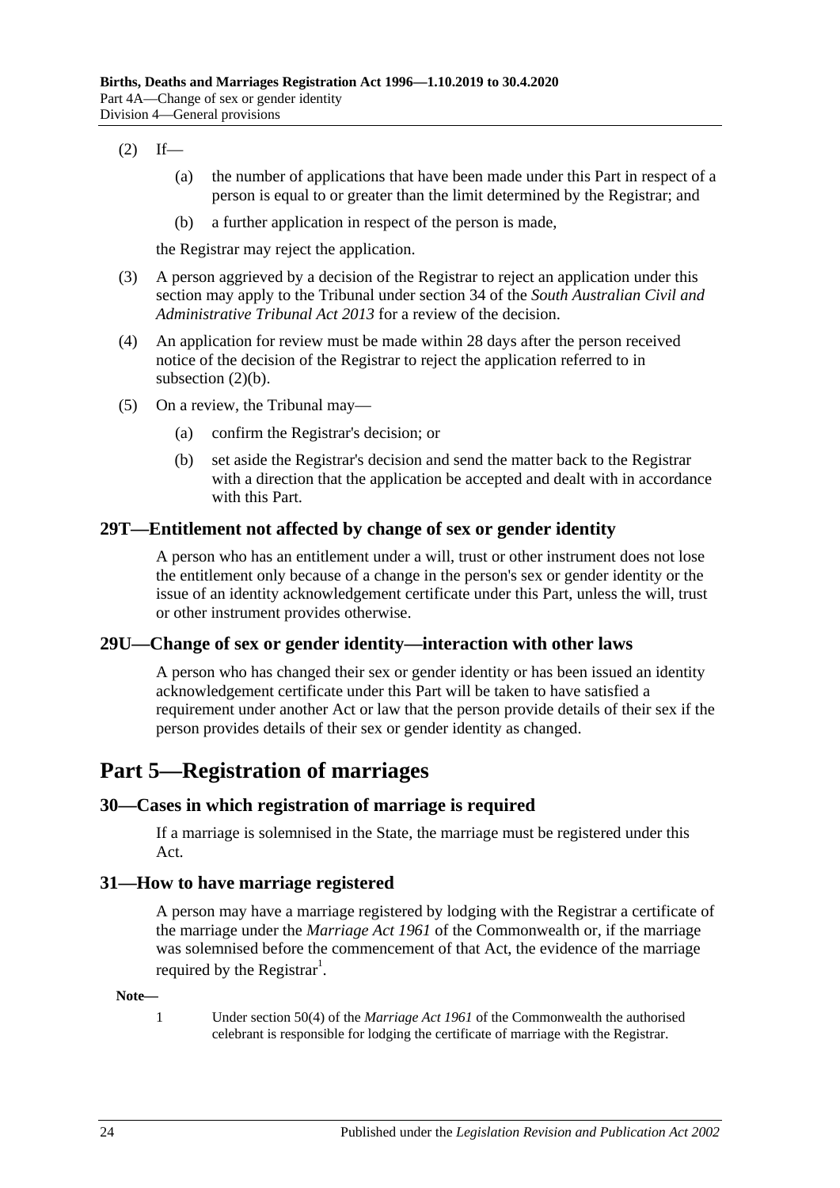(2) If—

(a) the number of applications that have been made under this Part in respect of a person is equal to or greater than the limit determined by the Registrar; and

(b) a further application in respect of the person is made,

the Registrar may reject the application.

(3) A person aggrieved by a decision of the Registrar to reject an application under this section may apply to the Tribunal under section 34 of the *South Australian Civil and Administrative Tribunal Act 2013* for a review of the decision.

(4) An application for review must be made within 28 days after the person received notice of the decision of the Registrar to reject the application referred to in subsection (2)(b).

(5) On a review, the Tribunal may—

(a) confirm the Registrar's decision; or

(b) set aside the Registrar's decision and send the matter back to the Registrar with a direction that the application be accepted and dealt with in accordance with this Part.

### 29T—Entitlement not affected by change of sex or gender identity

A person who has an entitlement under a will, trust or other instrument does not lose the entitlement only because of a change in the person's sex or gender identity or the issue of an identity acknowledgement certificate under this Part, unless the will, trust or other instrument provides otherwise.

### 29U—Change of sex or gender identity—interaction with other laws

A person who has changed their sex or gender identity or has been issued an identity acknowledgement certificate under this Part will be taken to have satisfied a requirement under another Act or law that the person provide details of their sex if the person provides details of their sex or gender identity as changed.

## Part 5—Registration of marriages

### 30—Cases in which registration of marriage is required

If a marriage is solemnised in the State, the marriage must be registered under this Act.

### 31—How to have marriage registered

A person may have a marriage registered by lodging with the Registrar a certificate of the marriage under the *Marriage Act 1961* of the Commonwealth or, if the marriage was solemnised before the commencement of that Act, the evidence of the marriage required by the Registrar[1].

**Note—**

1 Under section 50(4) of the *Marriage Act 1961* of the Commonwealth the authorised celebrant is responsible for lodging the certificate of marriage with the Registrar.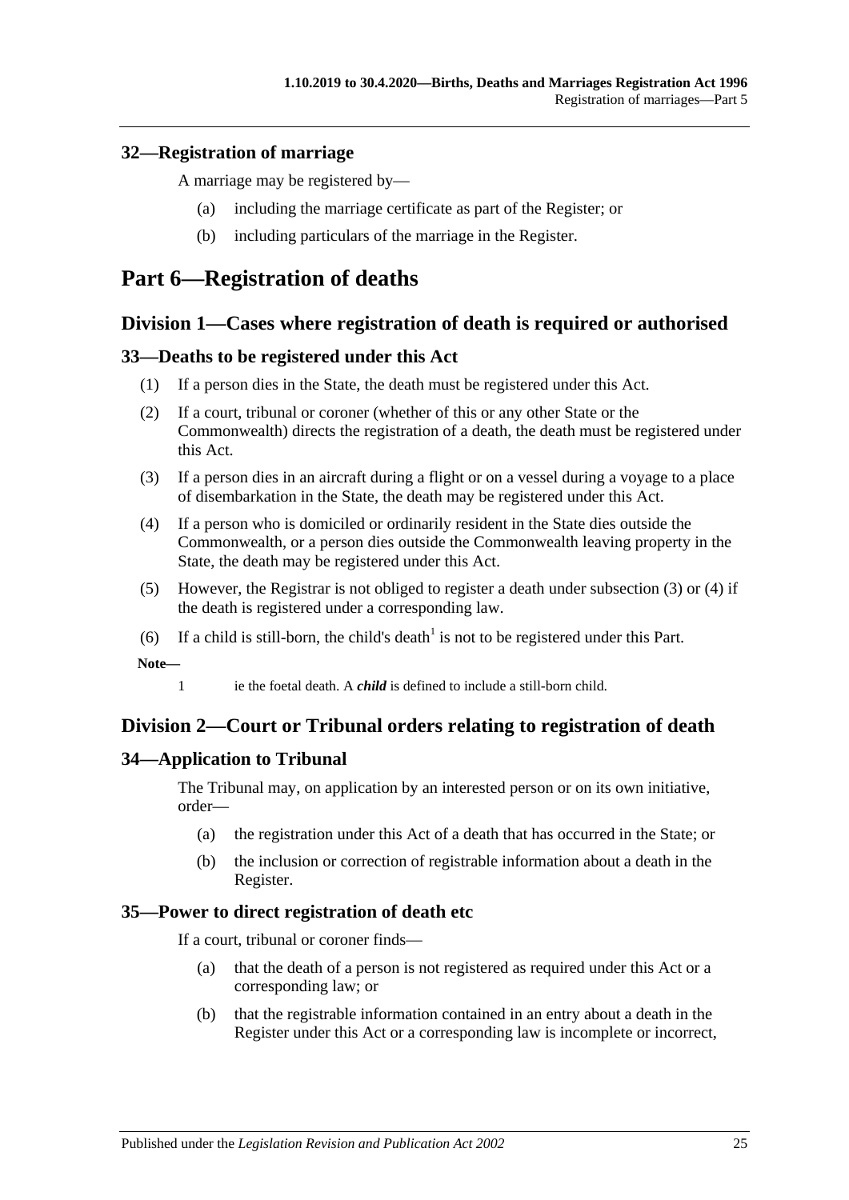### 32—Registration of marriage

A marriage may be registered by—

(a) including the marriage certificate as part of the Register; or

(b) including particulars of the marriage in the Register.

# Part 6—Registration of deaths

## Division 1—Cases where registration of death is required or authorised

### 33—Deaths to be registered under this Act

(1) If a person dies in the State, the death must be registered under this Act.

(2) If a court, tribunal or coroner (whether of this or any other State or the Commonwealth) directs the registration of a death, the death must be registered under this Act.

(3) If a person dies in an aircraft during a flight or on a vessel during a voyage to a place of disembarkation in the State, the death may be registered under this Act.

(4) If a person who is domiciled or ordinarily resident in the State dies outside the Commonwealth, or a person dies outside the Commonwealth leaving property in the State, the death may be registered under this Act.

(5) However, the Registrar is not obliged to register a death under subsection (3) or (4) if the death is registered under a corresponding law.

(6) If a child is still-born, the child's death[1] is not to be registered under this Part.

**Note—**

1 ie the foetal death. A ***child*** is defined to include a still-born child.

## Division 2—Court or Tribunal orders relating to registration of death

### 34—Application to Tribunal

The Tribunal may, on application by an interested person or on its own initiative, order—

(a) the registration under this Act of a death that has occurred in the State; or

(b) the inclusion or correction of registrable information about a death in the Register.

### 35—Power to direct registration of death etc

If a court, tribunal or coroner finds—

(a) that the death of a person is not registered as required under this Act or a corresponding law; or

(b) that the registrable information contained in an entry about a death in the Register under this Act or a corresponding law is incomplete or incorrect,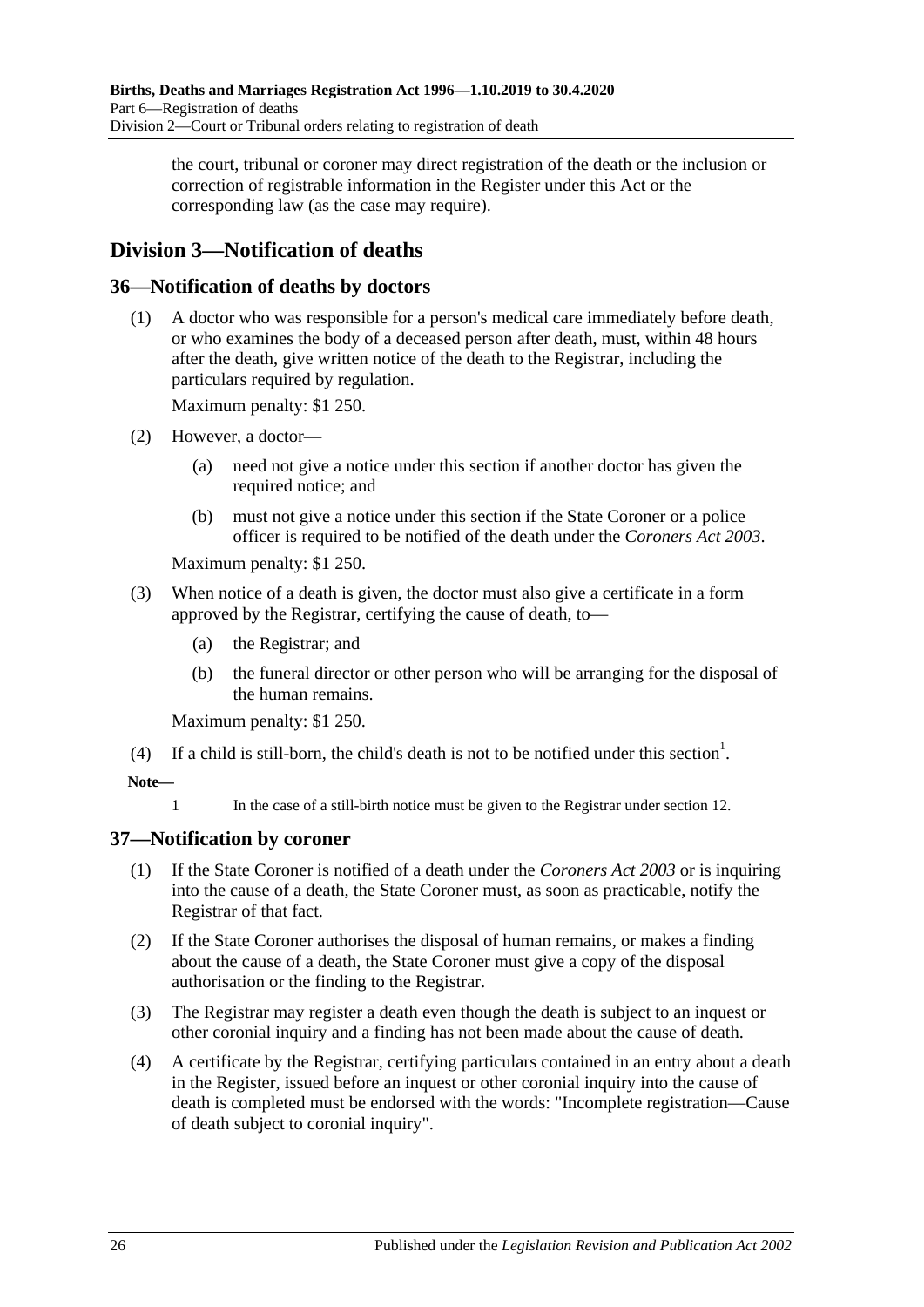the court, tribunal or coroner may direct registration of the death or the inclusion or correction of registrable information in the Register under this Act or the corresponding law (as the case may require).

## Division 3—Notification of deaths

### 36—Notification of deaths by doctors

(1) A doctor who was responsible for a person's medical care immediately before death, or who examines the body of a deceased person after death, must, within 48 hours after the death, give written notice of the death to the Registrar, including the particulars required by regulation.

Maximum penalty: $1 250.

(2) However, a doctor—

(a) need not give a notice under this section if another doctor has given the required notice; and

(b) must not give a notice under this section if the State Coroner or a police officer is required to be notified of the death under the *Coroners Act 2003*.

Maximum penalty: $1 250.

(3) When notice of a death is given, the doctor must also give a certificate in a form approved by the Registrar, certifying the cause of death, to—

(a) the Registrar; and

(b) the funeral director or other person who will be arranging for the disposal of the human remains.

Maximum penalty: $1 250.

(4) If a child is still-born, the child's death is not to be notified under this section[1].

**Note—**

1 In the case of a still-birth notice must be given to the Registrar under section 12.

### 37—Notification by coroner

(1) If the State Coroner is notified of a death under the *Coroners Act 2003* or is inquiring into the cause of a death, the State Coroner must, as soon as practicable, notify the Registrar of that fact.

(2) If the State Coroner authorises the disposal of human remains, or makes a finding about the cause of a death, the State Coroner must give a copy of the disposal authorisation or the finding to the Registrar.

(3) The Registrar may register a death even though the death is subject to an inquest or other coronial inquiry and a finding has not been made about the cause of death.

(4) A certificate by the Registrar, certifying particulars contained in an entry about a death in the Register, issued before an inquest or other coronial inquiry into the cause of death is completed must be endorsed with the words: "Incomplete registration—Cause of death subject to coronial inquiry".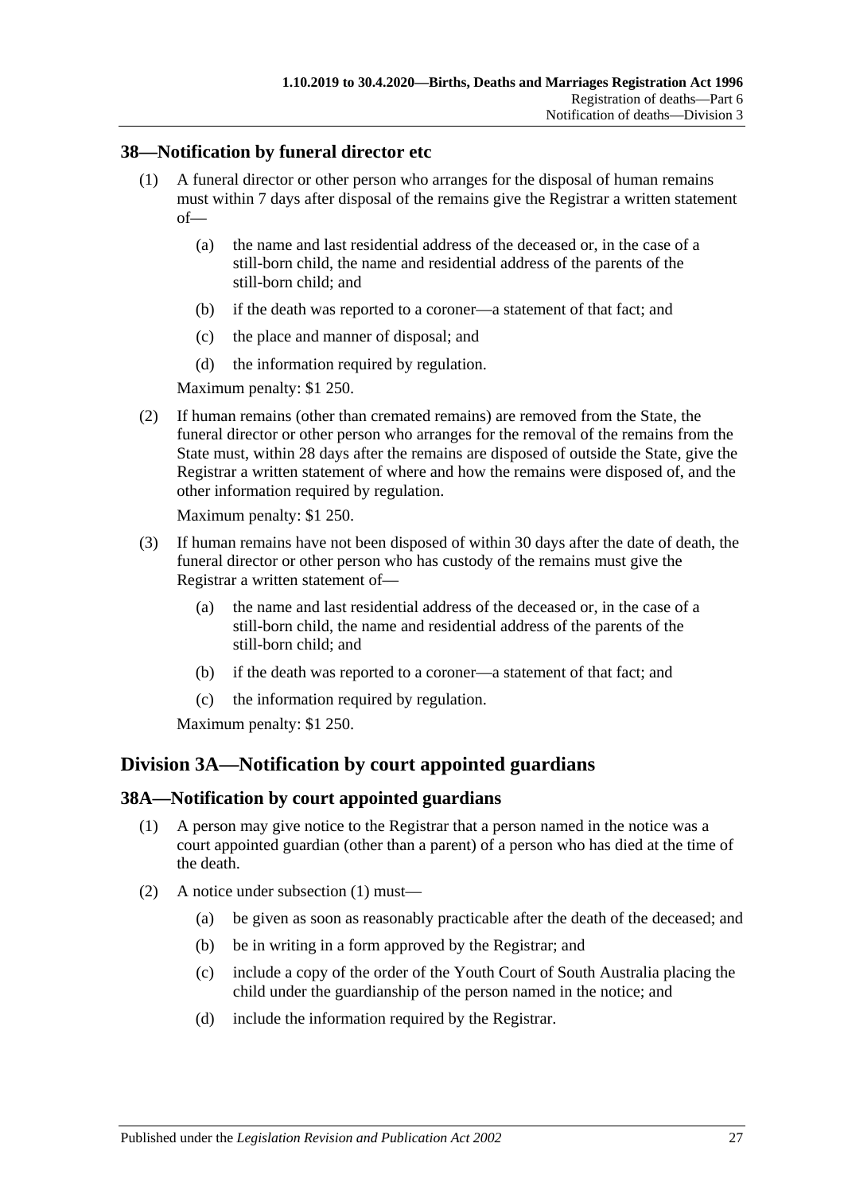## 38—Notification by funeral director etc

(1) A funeral director or other person who arranges for the disposal of human remains must within 7 days after disposal of the remains give the Registrar a written statement of—

(a) the name and last residential address of the deceased or, in the case of a still-born child, the name and residential address of the parents of the still-born child; and

(b) if the death was reported to a coroner—a statement of that fact; and

(c) the place and manner of disposal; and

(d) the information required by regulation.

Maximum penalty: $1 250.

(2) If human remains (other than cremated remains) are removed from the State, the funeral director or other person who arranges for the removal of the remains from the State must, within 28 days after the remains are disposed of outside the State, give the Registrar a written statement of where and how the remains were disposed of, and the other information required by regulation.

Maximum penalty: $1 250.

(3) If human remains have not been disposed of within 30 days after the date of death, the funeral director or other person who has custody of the remains must give the Registrar a written statement of—

(a) the name and last residential address of the deceased or, in the case of a still-born child, the name and residential address of the parents of the still-born child; and

(b) if the death was reported to a coroner—a statement of that fact; and

(c) the information required by regulation.

Maximum penalty: $1 250.

# Division 3A—Notification by court appointed guardians

## 38A—Notification by court appointed guardians

(1) A person may give notice to the Registrar that a person named in the notice was a court appointed guardian (other than a parent) of a person who has died at the time of the death.

(2) A notice under subsection (1) must—

(a) be given as soon as reasonably practicable after the death of the deceased; and

(b) be in writing in a form approved by the Registrar; and

(c) include a copy of the order of the Youth Court of South Australia placing the child under the guardianship of the person named in the notice; and

(d) include the information required by the Registrar.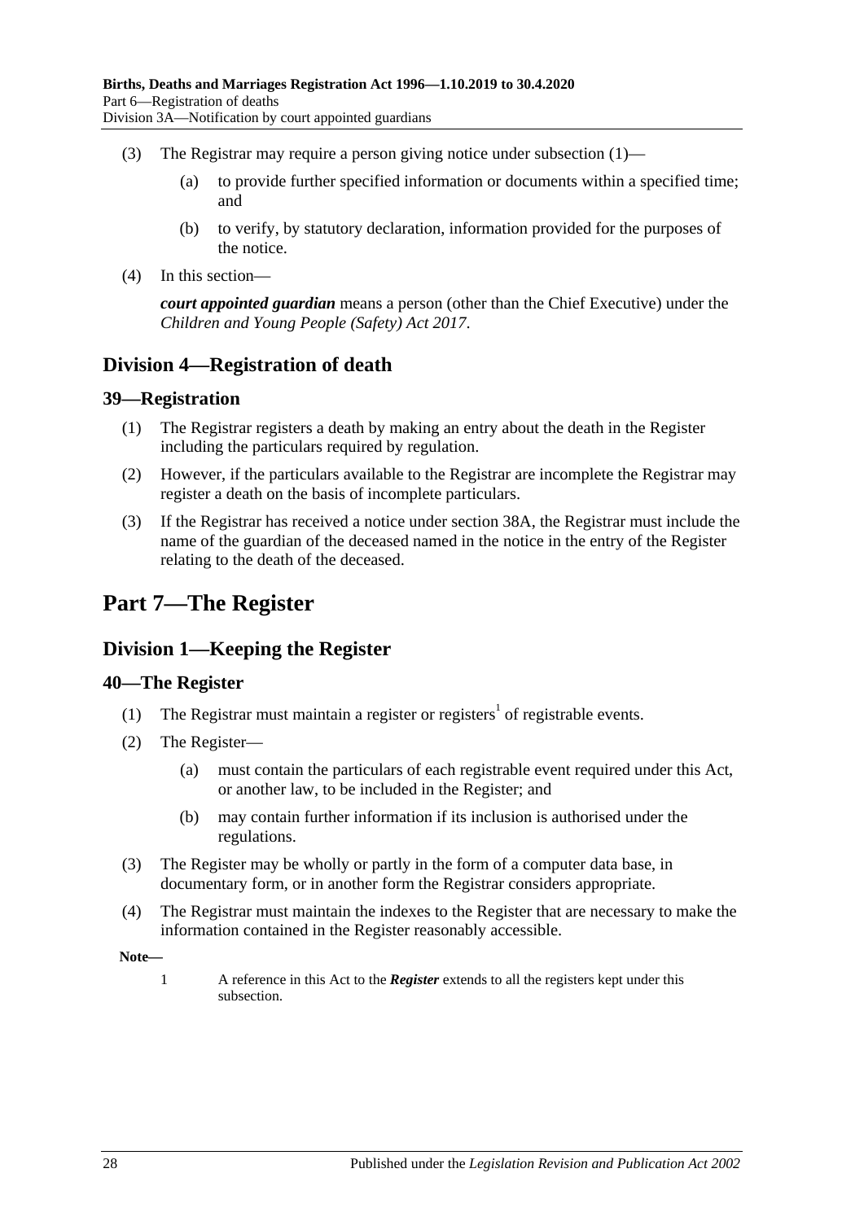(3) The Registrar may require a person giving notice under subsection (1)—

(a) to provide further specified information or documents within a specified time; and

(b) to verify, by statutory declaration, information provided for the purposes of the notice.

(4) In this section—

***court appointed guardian*** means a person (other than the Chief Executive) under the *Children and Young People (Safety) Act 2017*.

## Division 4—Registration of death

### 39—Registration

(1) The Registrar registers a death by making an entry about the death in the Register including the particulars required by regulation.

(2) However, if the particulars available to the Registrar are incomplete the Registrar may register a death on the basis of incomplete particulars.

(3) If the Registrar has received a notice under section 38A, the Registrar must include the name of the guardian of the deceased named in the notice in the entry of the Register relating to the death of the deceased.

# Part 7—The Register

## Division 1—Keeping the Register

### 40—The Register

(1) The Registrar must maintain a register or registers[1] of registrable events.

(2) The Register—

(a) must contain the particulars of each registrable event required under this Act, or another law, to be included in the Register; and

(b) may contain further information if its inclusion is authorised under the regulations.

(3) The Register may be wholly or partly in the form of a computer data base, in documentary form, or in another form the Registrar considers appropriate.

(4) The Registrar must maintain the indexes to the Register that are necessary to make the information contained in the Register reasonably accessible.

**Note—**

1 A reference in this Act to the ***Register*** extends to all the registers kept under this subsection.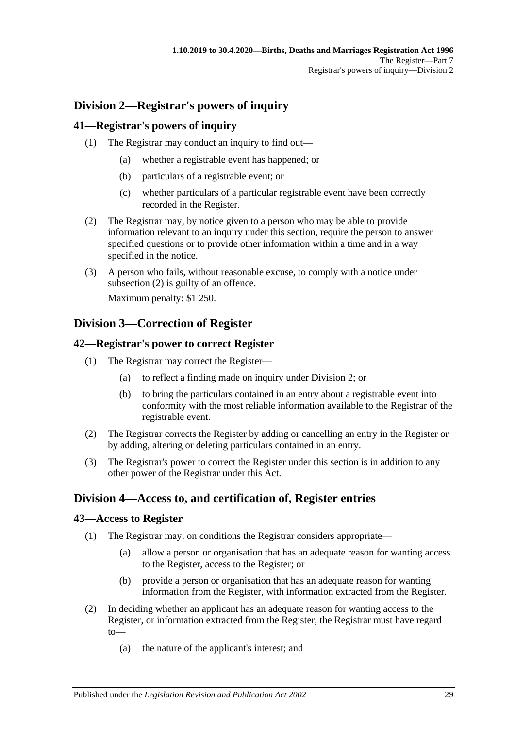## Division 2—Registrar's powers of inquiry

### 41—Registrar's powers of inquiry

(1) The Registrar may conduct an inquiry to find out—

(a) whether a registrable event has happened; or

(b) particulars of a registrable event; or

(c) whether particulars of a particular registrable event have been correctly recorded in the Register.

(2) The Registrar may, by notice given to a person who may be able to provide information relevant to an inquiry under this section, require the person to answer specified questions or to provide other information within a time and in a way specified in the notice.

(3) A person who fails, without reasonable excuse, to comply with a notice under subsection (2) is guilty of an offence.

Maximum penalty: $1 250.

## Division 3—Correction of Register

### 42—Registrar's power to correct Register

(1) The Registrar may correct the Register—

(a) to reflect a finding made on inquiry under Division 2; or

(b) to bring the particulars contained in an entry about a registrable event into conformity with the most reliable information available to the Registrar of the registrable event.

(2) The Registrar corrects the Register by adding or cancelling an entry in the Register or by adding, altering or deleting particulars contained in an entry.

(3) The Registrar's power to correct the Register under this section is in addition to any other power of the Registrar under this Act.

## Division 4—Access to, and certification of, Register entries

### 43—Access to Register

(1) The Registrar may, on conditions the Registrar considers appropriate—

(a) allow a person or organisation that has an adequate reason for wanting access to the Register, access to the Register; or

(b) provide a person or organisation that has an adequate reason for wanting information from the Register, with information extracted from the Register.

(2) In deciding whether an applicant has an adequate reason for wanting access to the Register, or information extracted from the Register, the Registrar must have regard to—

(a) the nature of the applicant's interest; and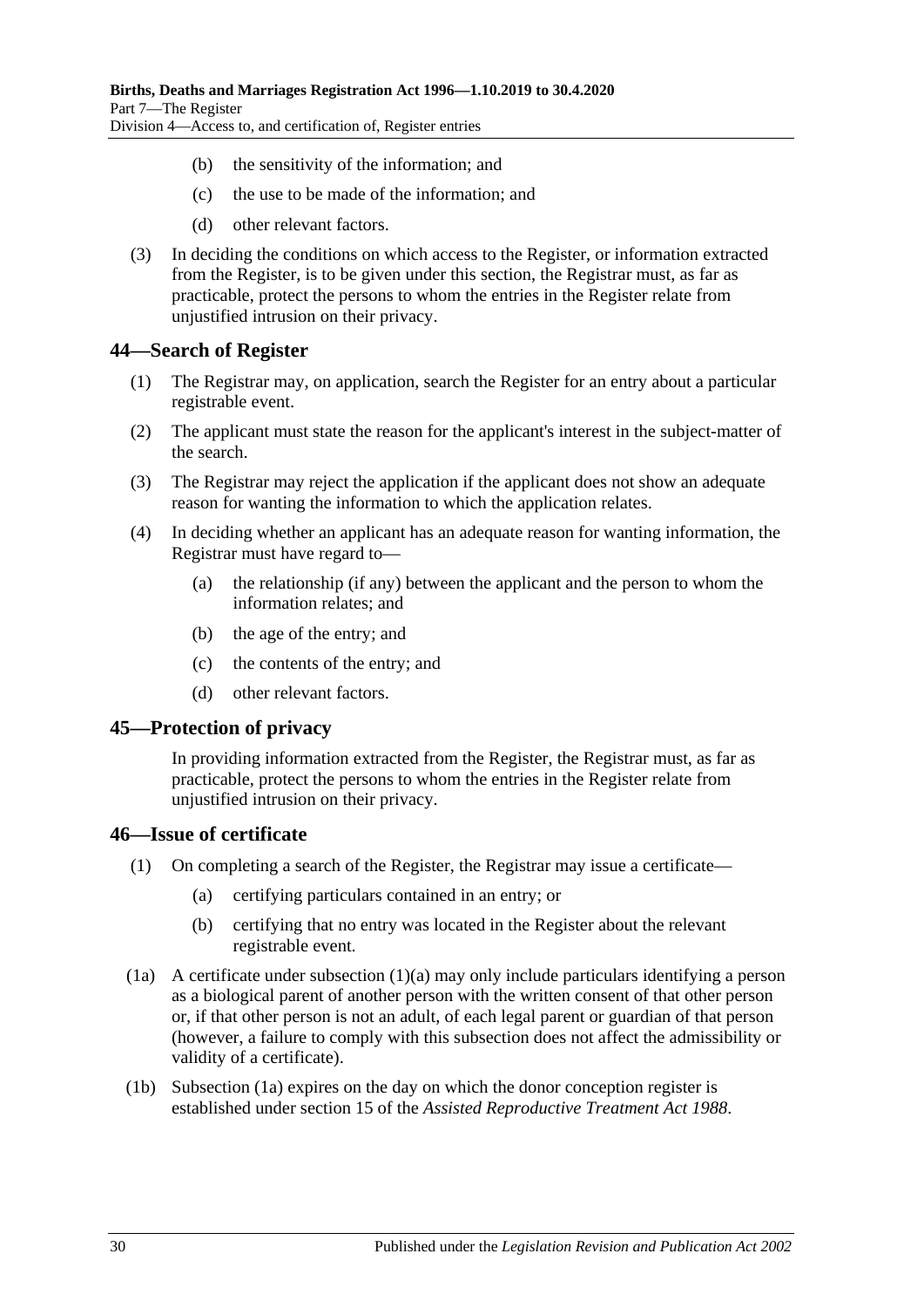(b) the sensitivity of the information; and

(c) the use to be made of the information; and

(d) other relevant factors.

(3) In deciding the conditions on which access to the Register, or information extracted from the Register, is to be given under this section, the Registrar must, as far as practicable, protect the persons to whom the entries in the Register relate from unjustified intrusion on their privacy.

## 44—Search of Register

(1) The Registrar may, on application, search the Register for an entry about a particular registrable event.

(2) The applicant must state the reason for the applicant's interest in the subject-matter of the search.

(3) The Registrar may reject the application if the applicant does not show an adequate reason for wanting the information to which the application relates.

(4) In deciding whether an applicant has an adequate reason for wanting information, the Registrar must have regard to—

(a) the relationship (if any) between the applicant and the person to whom the information relates; and

(b) the age of the entry; and

(c) the contents of the entry; and

(d) other relevant factors.

## 45—Protection of privacy

In providing information extracted from the Register, the Registrar must, as far as practicable, protect the persons to whom the entries in the Register relate from unjustified intrusion on their privacy.

## 46—Issue of certificate

(1) On completing a search of the Register, the Registrar may issue a certificate—

(a) certifying particulars contained in an entry; or

(b) certifying that no entry was located in the Register about the relevant registrable event.

(1a) A certificate under subsection (1)(a) may only include particulars identifying a person as a biological parent of another person with the written consent of that other person or, if that other person is not an adult, of each legal parent or guardian of that person (however, a failure to comply with this subsection does not affect the admissibility or validity of a certificate).

(1b) Subsection (1a) expires on the day on which the donor conception register is established under section 15 of the *Assisted Reproductive Treatment Act 1988*.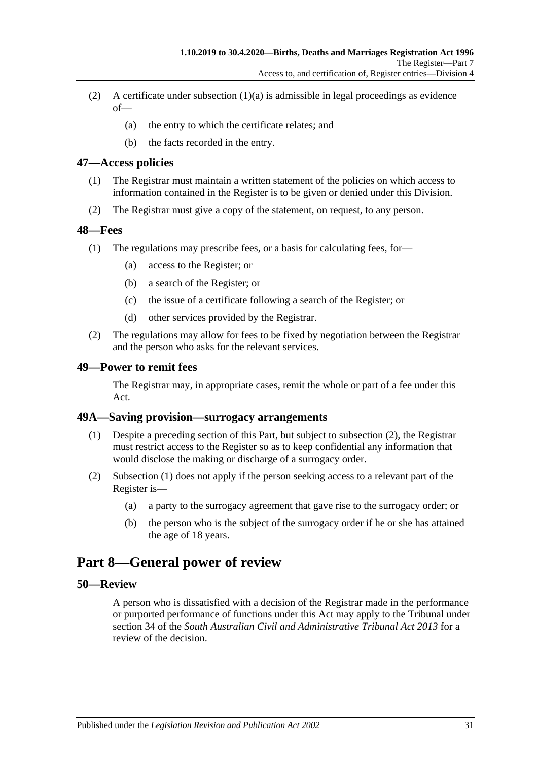(2) A certificate under subsection (1)(a) is admissible in legal proceedings as evidence of—

(a) the entry to which the certificate relates; and

(b) the facts recorded in the entry.

### 47—Access policies

(1) The Registrar must maintain a written statement of the policies on which access to information contained in the Register is to be given or denied under this Division.

(2) The Registrar must give a copy of the statement, on request, to any person.

### 48—Fees

(1) The regulations may prescribe fees, or a basis for calculating fees, for—

(a) access to the Register; or

(b) a search of the Register; or

(c) the issue of a certificate following a search of the Register; or

(d) other services provided by the Registrar.

(2) The regulations may allow for fees to be fixed by negotiation between the Registrar and the person who asks for the relevant services.

### 49—Power to remit fees

The Registrar may, in appropriate cases, remit the whole or part of a fee under this Act.

### 49A—Saving provision—surrogacy arrangements

(1) Despite a preceding section of this Part, but subject to subsection (2), the Registrar must restrict access to the Register so as to keep confidential any information that would disclose the making or discharge of a surrogacy order.

(2) Subsection (1) does not apply if the person seeking access to a relevant part of the Register is—

(a) a party to the surrogacy agreement that gave rise to the surrogacy order; or

(b) the person who is the subject of the surrogacy order if he or she has attained the age of 18 years.

## Part 8—General power of review

### 50—Review

A person who is dissatisfied with a decision of the Registrar made in the performance or purported performance of functions under this Act may apply to the Tribunal under section 34 of the *South Australian Civil and Administrative Tribunal Act 2013* for a review of the decision.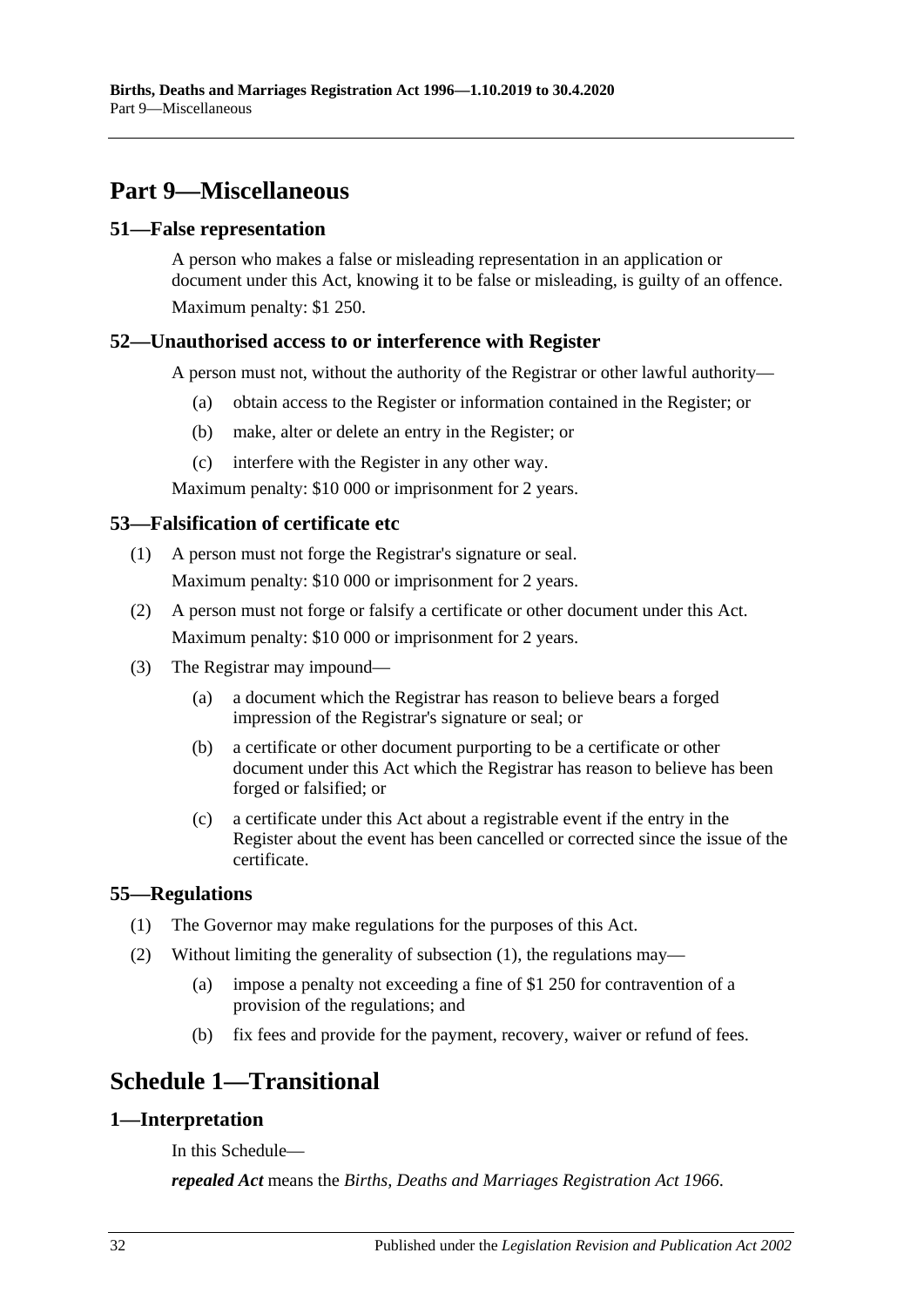# Part 9—Miscellaneous

## 51—False representation

A person who makes a false or misleading representation in an application or document under this Act, knowing it to be false or misleading, is guilty of an offence.

Maximum penalty: $1 250.

## 52—Unauthorised access to or interference with Register

A person must not, without the authority of the Registrar or other lawful authority—

(a) obtain access to the Register or information contained in the Register; or

(b) make, alter or delete an entry in the Register; or

(c) interfere with the Register in any other way.

Maximum penalty: $10 000 or imprisonment for 2 years.

## 53—Falsification of certificate etc

(1) A person must not forge the Registrar's signature or seal.

Maximum penalty: $10 000 or imprisonment for 2 years.

(2) A person must not forge or falsify a certificate or other document under this Act.

Maximum penalty: $10 000 or imprisonment for 2 years.

(3) The Registrar may impound—

(a) a document which the Registrar has reason to believe bears a forged impression of the Registrar's signature or seal; or

(b) a certificate or other document purporting to be a certificate or other document under this Act which the Registrar has reason to believe has been forged or falsified; or

(c) a certificate under this Act about a registrable event if the entry in the Register about the event has been cancelled or corrected since the issue of the certificate.

## 55—Regulations

(1) The Governor may make regulations for the purposes of this Act.

(2) Without limiting the generality of subsection (1), the regulations may—

(a) impose a penalty not exceeding a fine of $1 250 for contravention of a provision of the regulations; and

(b) fix fees and provide for the payment, recovery, waiver or refund of fees.

# Schedule 1—Transitional

## 1—Interpretation

In this Schedule—

***repealed Act*** means the *Births, Deaths and Marriages Registration Act 1966*.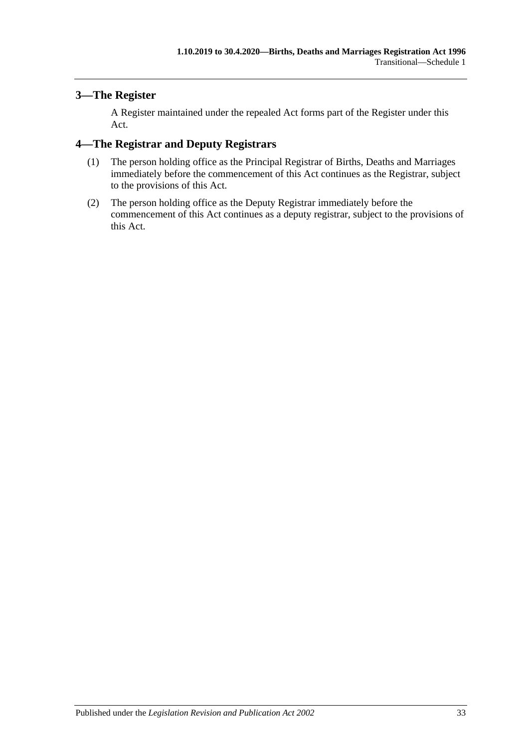## 3—The Register

A Register maintained under the repealed Act forms part of the Register under this Act.

## 4—The Registrar and Deputy Registrars

(1) The person holding office as the Principal Registrar of Births, Deaths and Marriages immediately before the commencement of this Act continues as the Registrar, subject to the provisions of this Act.

(2) The person holding office as the Deputy Registrar immediately before the commencement of this Act continues as a deputy registrar, subject to the provisions of this Act.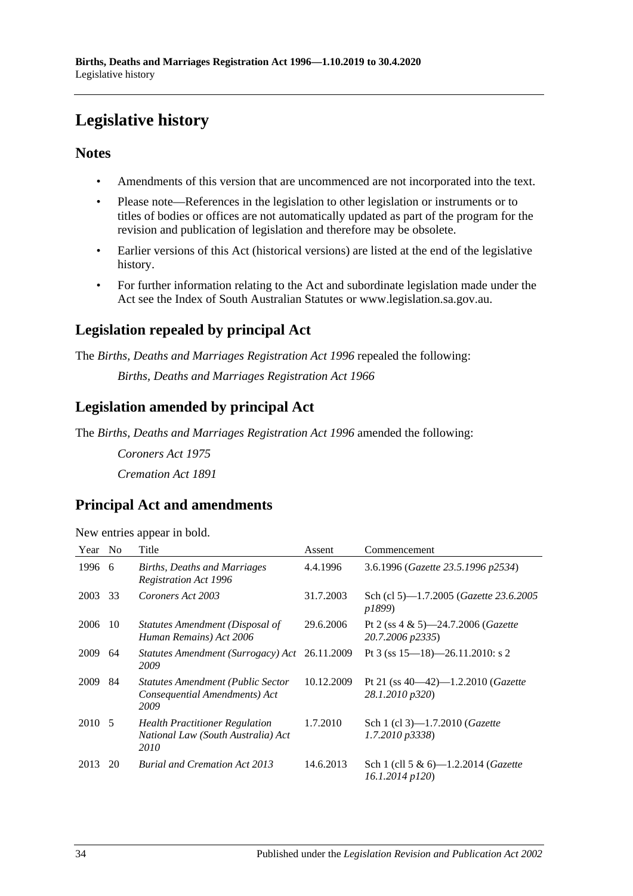# Legislative history

## Notes

- Amendments of this version that are uncommenced are not incorporated into the text.
- Please note—References in the legislation to other legislation or instruments or to titles of bodies or offices are not automatically updated as part of the program for the revision and publication of legislation and therefore may be obsolete.
- Earlier versions of this Act (historical versions) are listed at the end of the legislative history.
- For further information relating to the Act and subordinate legislation made under the Act see the Index of South Australian Statutes or www.legislation.sa.gov.au.

## Legislation repealed by principal Act

The *Births, Deaths and Marriages Registration Act 1996* repealed the following:

*Births, Deaths and Marriages Registration Act 1966*

## Legislation amended by principal Act

The *Births, Deaths and Marriages Registration Act 1996* amended the following:

*Coroners Act 1975*

*Cremation Act 1891*

## Principal Act and amendments

New entries appear in bold.

| Year | No | Title | Assent | Commencement |
|---|---|---|---|---|
| 1996 | 6 | *Births, Deaths and Marriages Registration Act 1996* | 4.4.1996 | 3.6.1996 (*Gazette 23.5.1996 p2534*) |
| 2003 | 33 | *Coroners Act 2003* | 31.7.2003 | Sch (cl 5)—1.7.2005 (*Gazette 23.6.2005 p1899*) |
| 2006 | 10 | *Statutes Amendment (Disposal of Human Remains) Act 2006* | 29.6.2006 | Pt 2 (ss 4 & 5)—24.7.2006 (*Gazette 20.7.2006 p2335*) |
| 2009 | 64 | *Statutes Amendment (Surrogacy) Act 2009* | 26.11.2009 | Pt 3 (ss 15—18)—26.11.2010: s 2 |
| 2009 | 84 | *Statutes Amendment (Public Sector Consequential Amendments) Act 2009* | 10.12.2009 | Pt 21 (ss 40—42)—1.2.2010 (*Gazette 28.1.2010 p320*) |
| 2010 | 5 | *Health Practitioner Regulation National Law (South Australia) Act 2010* | 1.7.2010 | Sch 1 (cl 3)—1.7.2010 (*Gazette 1.7.2010 p3338*) |
| 2013 | 20 | *Burial and Cremation Act 2013* | 14.6.2013 | Sch 1 (cll 5 & 6)—1.2.2014 (*Gazette 16.1.2014 p120*) |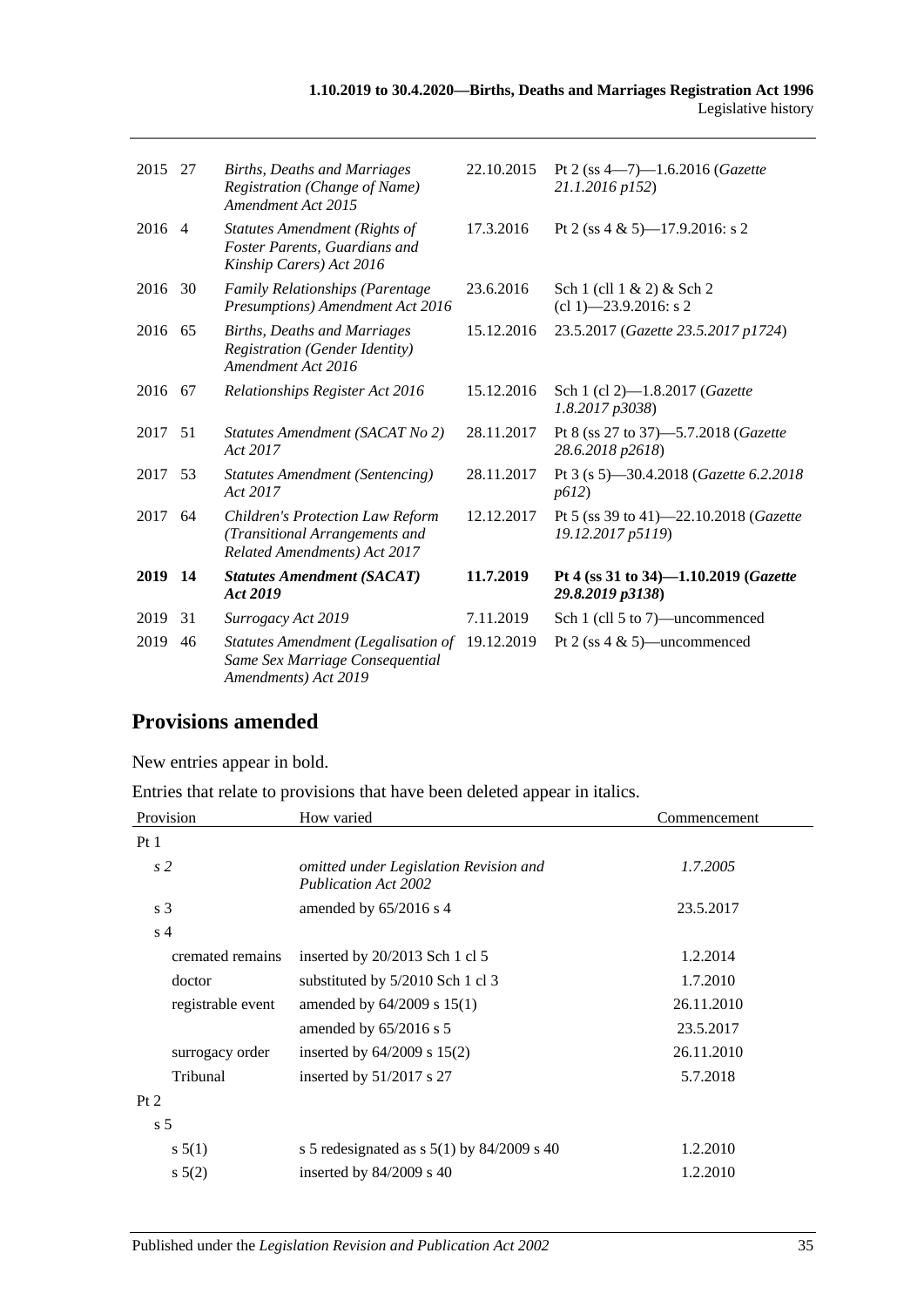| | | | | |
|---|---|---|---|---|
| 2015 | 27 | *Births, Deaths and Marriages Registration (Change of Name) Amendment Act 2015* | 22.10.2015 | Pt 2 (ss 4—7)—1.6.2016 (*Gazette 21.1.2016 p152*) |
| 2016 | 4 | *Statutes Amendment (Rights of Foster Parents, Guardians and Kinship Carers) Act 2016* | 17.3.2016 | Pt 2 (ss 4 & 5)—17.9.2016: s 2 |
| 2016 | 30 | *Family Relationships (Parentage Presumptions) Amendment Act 2016* | 23.6.2016 | Sch 1 (cll 1 & 2) & Sch 2 (cl 1)—23.9.2016: s 2 |
| 2016 | 65 | *Births, Deaths and Marriages Registration (Gender Identity) Amendment Act 2016* | 15.12.2016 | 23.5.2017 (*Gazette 23.5.2017 p1724*) |
| 2016 | 67 | *Relationships Register Act 2016* | 15.12.2016 | Sch 1 (cl 2)—1.8.2017 (*Gazette 1.8.2017 p3038*) |
| 2017 | 51 | *Statutes Amendment (SACAT No 2) Act 2017* | 28.11.2017 | Pt 8 (ss 27 to 37)—5.7.2018 (*Gazette 28.6.2018 p2618*) |
| 2017 | 53 | *Statutes Amendment (Sentencing) Act 2017* | 28.11.2017 | Pt 3 (s 5)—30.4.2018 (*Gazette 6.2.2018 p612*) |
| 2017 | 64 | *Children's Protection Law Reform (Transitional Arrangements and Related Amendments) Act 2017* | 12.12.2017 | Pt 5 (ss 39 to 41)—22.10.2018 (*Gazette 19.12.2017 p5119*) |
| **2019** | **14** | ***Statutes Amendment (SACAT) Act 2019*** | **11.7.2019** | **Pt 4 (ss 31 to 34)—1.10.2019 (*Gazette 29.8.2019 p3138*)** |
| 2019 | 31 | *Surrogacy Act 2019* | 7.11.2019 | Sch 1 (cll 5 to 7)—uncommenced |
| 2019 | 46 | *Statutes Amendment (Legalisation of Same Sex Marriage Consequential Amendments) Act 2019* | 19.12.2019 | Pt 2 (ss 4 & 5)—uncommenced |

## Provisions amended

New entries appear in bold.

Entries that relate to provisions that have been deleted appear in italics.

| Provision | How varied | Commencement |
|---|---|---|
| Pt 1 | | |
| *s 2* | *omitted under Legislation Revision and Publication Act 2002* | *1.7.2005* |
| s 3 | amended by 65/2016 s 4 | 23.5.2017 |
| s 4 | | |
| cremated remains | inserted by 20/2013 Sch 1 cl 5 | 1.2.2014 |
| doctor | substituted by 5/2010 Sch 1 cl 3 | 1.7.2010 |
| registrable event | amended by 64/2009 s 15(1) | 26.11.2010 |
| | amended by 65/2016 s 5 | 23.5.2017 |
| surrogacy order | inserted by 64/2009 s 15(2) | 26.11.2010 |
| Tribunal | inserted by 51/2017 s 27 | 5.7.2018 |
| Pt 2 | | |
| s 5 | | |
| s 5(1) | s 5 redesignated as s 5(1) by 84/2009 s 40 | 1.2.2010 |
| s 5(2) | inserted by 84/2009 s 40 | 1.2.2010 |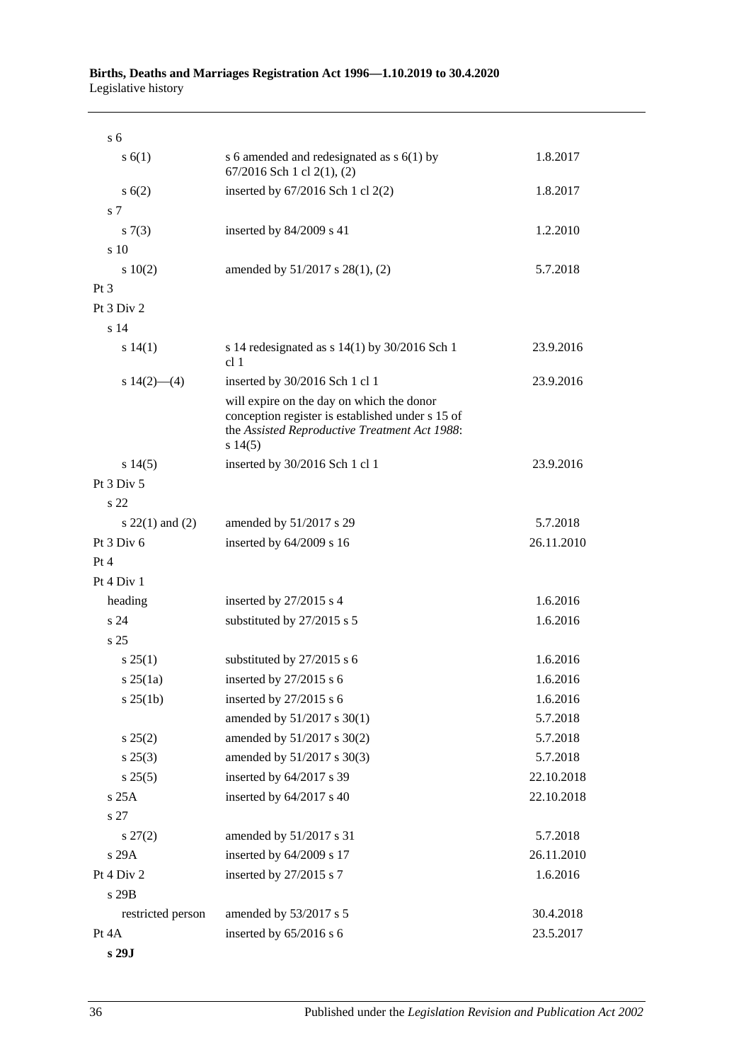| | | |
|---|---|---|
| s 6 | | |
| s 6(1) | s 6 amended and redesignated as s 6(1) by 67/2016 Sch 1 cl 2(1), (2) | 1.8.2017 |
| s 6(2) | inserted by 67/2016 Sch 1 cl 2(2) | 1.8.2017 |
| s 7 | | |
| s 7(3) | inserted by 84/2009 s 41 | 1.2.2010 |
| s 10 | | |
| s 10(2) | amended by 51/2017 s 28(1), (2) | 5.7.2018 |
| Pt 3 | | |
| Pt 3 Div 2 | | |
| s 14 | | |
| s 14(1) | s 14 redesignated as s 14(1) by 30/2016 Sch 1 cl 1 | 23.9.2016 |
| s 14(2)—(4) | inserted by 30/2016 Sch 1 cl 1 | 23.9.2016 |
| | will expire on the day on which the donor conception register is established under s 15 of the *Assisted Reproductive Treatment Act 1988*: s 14(5) | |
| s 14(5) | inserted by 30/2016 Sch 1 cl 1 | 23.9.2016 |
| Pt 3 Div 5 | | |
| s 22 | | |
| s 22(1) and (2) | amended by 51/2017 s 29 | 5.7.2018 |
| Pt 3 Div 6 | inserted by 64/2009 s 16 | 26.11.2010 |
| Pt 4 | | |
| Pt 4 Div 1 | | |
| heading | inserted by 27/2015 s 4 | 1.6.2016 |
| s 24 | substituted by 27/2015 s 5 | 1.6.2016 |
| s 25 | | |
| s 25(1) | substituted by 27/2015 s 6 | 1.6.2016 |
| s 25(1a) | inserted by 27/2015 s 6 | 1.6.2016 |
| s 25(1b) | inserted by 27/2015 s 6 | 1.6.2016 |
| | amended by 51/2017 s 30(1) | 5.7.2018 |
| s 25(2) | amended by 51/2017 s 30(2) | 5.7.2018 |
| s 25(3) | amended by 51/2017 s 30(3) | 5.7.2018 |
| s 25(5) | inserted by 64/2017 s 39 | 22.10.2018 |
| s 25A | inserted by 64/2017 s 40 | 22.10.2018 |
| s 27 | | |
| s 27(2) | amended by 51/2017 s 31 | 5.7.2018 |
| s 29A | inserted by 64/2009 s 17 | 26.11.2010 |
| Pt 4 Div 2 | inserted by 27/2015 s 7 | 1.6.2016 |
| s 29B | | |
| restricted person | amended by 53/2017 s 5 | 30.4.2018 |
| Pt 4A | inserted by 65/2016 s 6 | 23.5.2017 |
| **s 29J** | | |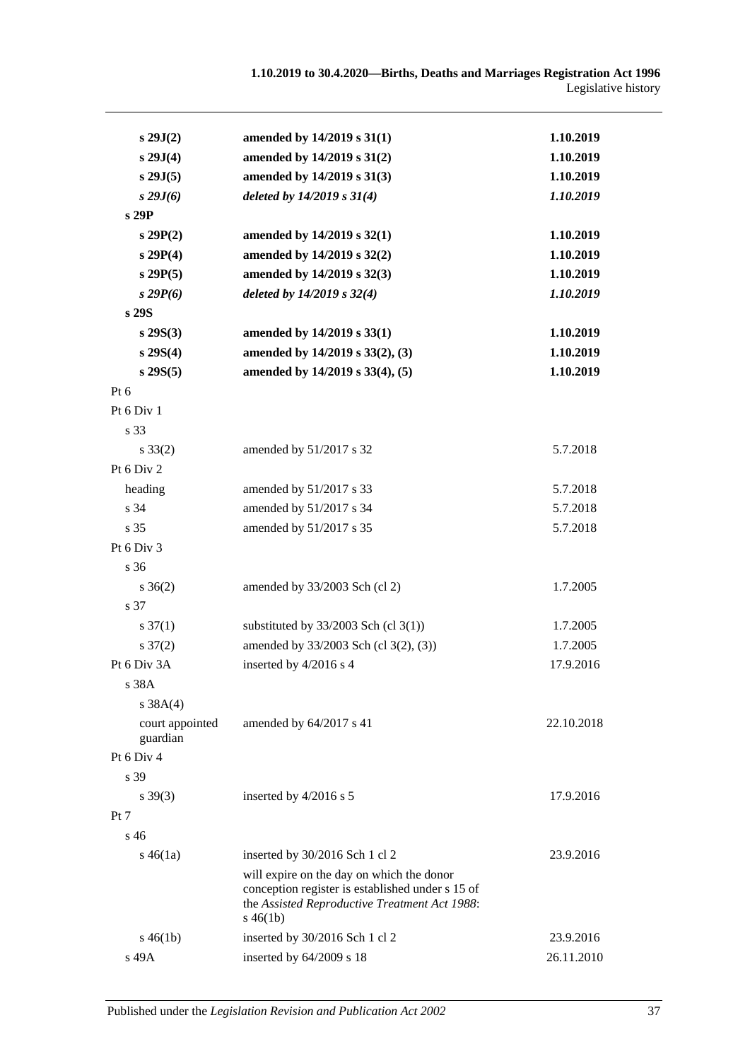| | | |
|---|---|---|
| **s 29J(2)** | **amended by 14/2019 s 31(1)** | **1.10.2019** |
| **s 29J(4)** | **amended by 14/2019 s 31(2)** | **1.10.2019** |
| **s 29J(5)** | **amended by 14/2019 s 31(3)** | **1.10.2019** |
| ***s 29J(6)*** | ***deleted by 14/2019 s 31(4)*** | ***1.10.2019*** |
| **s 29P** | | |
| **s 29P(2)** | **amended by 14/2019 s 32(1)** | **1.10.2019** |
| **s 29P(4)** | **amended by 14/2019 s 32(2)** | **1.10.2019** |
| **s 29P(5)** | **amended by 14/2019 s 32(3)** | **1.10.2019** |
| ***s 29P(6)*** | ***deleted by 14/2019 s 32(4)*** | ***1.10.2019*** |
| **s 29S** | | |
| **s 29S(3)** | **amended by 14/2019 s 33(1)** | **1.10.2019** |
| **s 29S(4)** | **amended by 14/2019 s 33(2), (3)** | **1.10.2019** |
| **s 29S(5)** | **amended by 14/2019 s 33(4), (5)** | **1.10.2019** |
| Pt 6 | | |
| Pt 6 Div 1 | | |
| s 33 | | |
| s 33(2) | amended by 51/2017 s 32 | 5.7.2018 |
| Pt 6 Div 2 | | |
| heading | amended by 51/2017 s 33 | 5.7.2018 |
| s 34 | amended by 51/2017 s 34 | 5.7.2018 |
| s 35 | amended by 51/2017 s 35 | 5.7.2018 |
| Pt 6 Div 3 | | |
| s 36 | | |
| s 36(2) | amended by 33/2003 Sch (cl 2) | 1.7.2005 |
| s 37 | | |
| s 37(1) | substituted by 33/2003 Sch (cl 3(1)) | 1.7.2005 |
| s 37(2) | amended by 33/2003 Sch (cl 3(2), (3)) | 1.7.2005 |
| Pt 6 Div 3A | inserted by 4/2016 s 4 | 17.9.2016 |
| s 38A | | |
| s 38A(4) | | |
| court appointed guardian | amended by 64/2017 s 41 | 22.10.2018 |
| Pt 6 Div 4 | | |
| s 39 | | |
| s 39(3) | inserted by 4/2016 s 5 | 17.9.2016 |
| Pt 7 | | |
| s 46 | | |
| s 46(1a) | inserted by 30/2016 Sch 1 cl 2 | 23.9.2016 |
| | will expire on the day on which the donor conception register is established under s 15 of the *Assisted Reproductive Treatment Act 1988*: s 46(1b) | |
| s 46(1b) | inserted by 30/2016 Sch 1 cl 2 | 23.9.2016 |
| s 49A | inserted by 64/2009 s 18 | 26.11.2010 |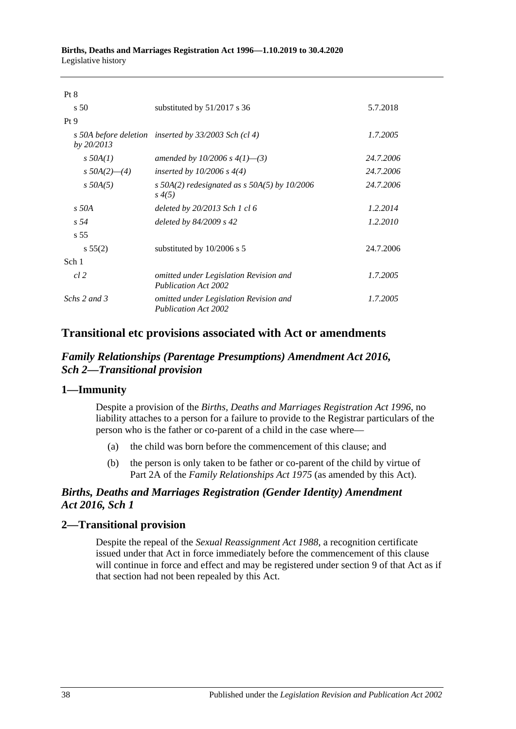| | | |
|---|---|---|
| Pt 8 | | |
| s 50 | substituted by 51/2017 s 36 | 5.7.2018 |
| Pt 9 | | |
| *s 50A before deletion by 20/2013* | *inserted by 33/2003 Sch (cl 4)* | *1.7.2005* |
| *s 50A(1)* | *amended by 10/2006 s 4(1)—(3)* | *24.7.2006* |
| *s 50A(2)—(4)* | *inserted by 10/2006 s 4(4)* | *24.7.2006* |
| *s 50A(5)* | *s 50A(2) redesignated as s 50A(5) by 10/2006 s 4(5)* | *24.7.2006* |
| *s 50A* | *deleted by 20/2013 Sch 1 cl 6* | *1.2.2014* |
| *s 54* | *deleted by 84/2009 s 42* | *1.2.2010* |
| s 55 | | |
| s 55(2) | substituted by 10/2006 s 5 | 24.7.2006 |
| Sch 1 | | |
| *cl 2* | *omitted under Legislation Revision and Publication Act 2002* | *1.7.2005* |
| *Schs 2 and 3* | *omitted under Legislation Revision and Publication Act 2002* | *1.7.2005* |

## Transitional etc provisions associated with Act or amendments

### *Family Relationships (Parentage Presumptions) Amendment Act 2016, Sch 2—Transitional provision*

### 1—Immunity

Despite a provision of the *Births, Deaths and Marriages Registration Act 1996*, no liability attaches to a person for a failure to provide to the Registrar particulars of the person who is the father or co-parent of a child in the case where—

(a) the child was born before the commencement of this clause; and

(b) the person is only taken to be father or co-parent of the child by virtue of Part 2A of the *Family Relationships Act 1975* (as amended by this Act).

### *Births, Deaths and Marriages Registration (Gender Identity) Amendment Act 2016, Sch 1*

### 2—Transitional provision

Despite the repeal of the *Sexual Reassignment Act 1988*, a recognition certificate issued under that Act in force immediately before the commencement of this clause will continue in force and effect and may be registered under section 9 of that Act as if that section had not been repealed by this Act.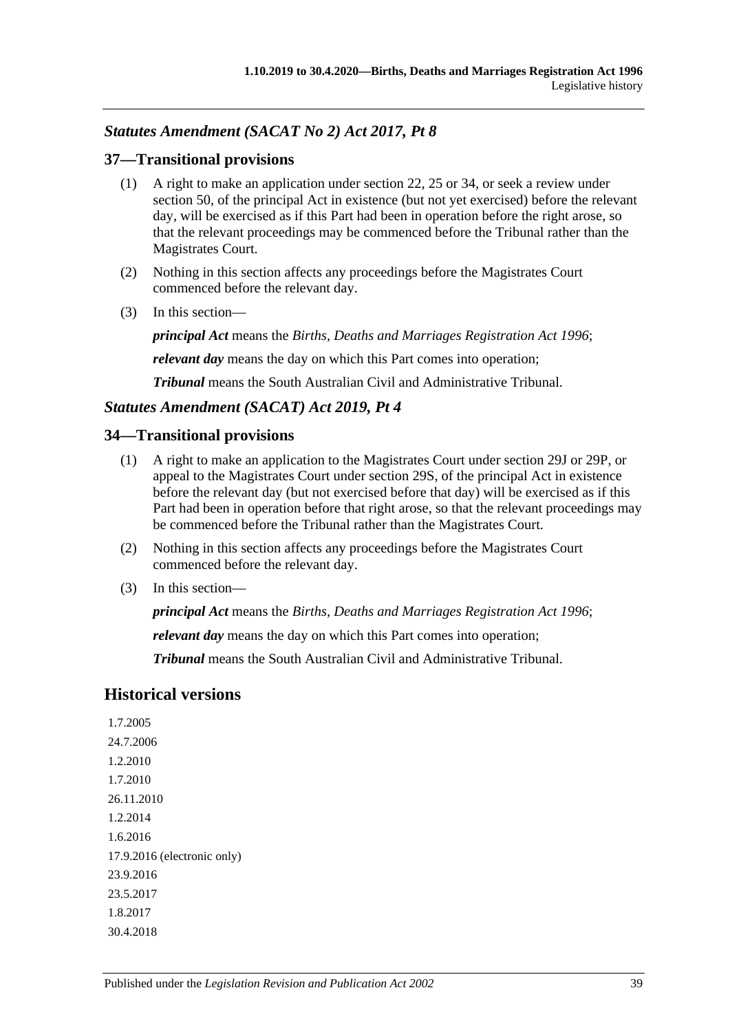### *Statutes Amendment (SACAT No 2) Act 2017, Pt 8*

## 37—Transitional provisions

(1) A right to make an application under section 22, 25 or 34, or seek a review under section 50, of the principal Act in existence (but not yet exercised) before the relevant day, will be exercised as if this Part had been in operation before the right arose, so that the relevant proceedings may be commenced before the Tribunal rather than the Magistrates Court.

(2) Nothing in this section affects any proceedings before the Magistrates Court commenced before the relevant day.

(3) In this section—

***principal Act*** means the *Births, Deaths and Marriages Registration Act 1996*;

***relevant day*** means the day on which this Part comes into operation;

***Tribunal*** means the South Australian Civil and Administrative Tribunal.

### *Statutes Amendment (SACAT) Act 2019, Pt 4*

## 34—Transitional provisions

(1) A right to make an application to the Magistrates Court under section 29J or 29P, or appeal to the Magistrates Court under section 29S, of the principal Act in existence before the relevant day (but not exercised before that day) will be exercised as if this Part had been in operation before that right arose, so that the relevant proceedings may be commenced before the Tribunal rather than the Magistrates Court.

(2) Nothing in this section affects any proceedings before the Magistrates Court commenced before the relevant day.

(3) In this section—

***principal Act*** means the *Births, Deaths and Marriages Registration Act 1996*;

***relevant day*** means the day on which this Part comes into operation;

***Tribunal*** means the South Australian Civil and Administrative Tribunal.

# Historical versions

1.7.2005
24.7.2006
1.2.2010
1.7.2010
26.11.2010
1.2.2014
1.6.2016
17.9.2016 (electronic only)
23.9.2016
23.5.2017
1.8.2017
30.4.2018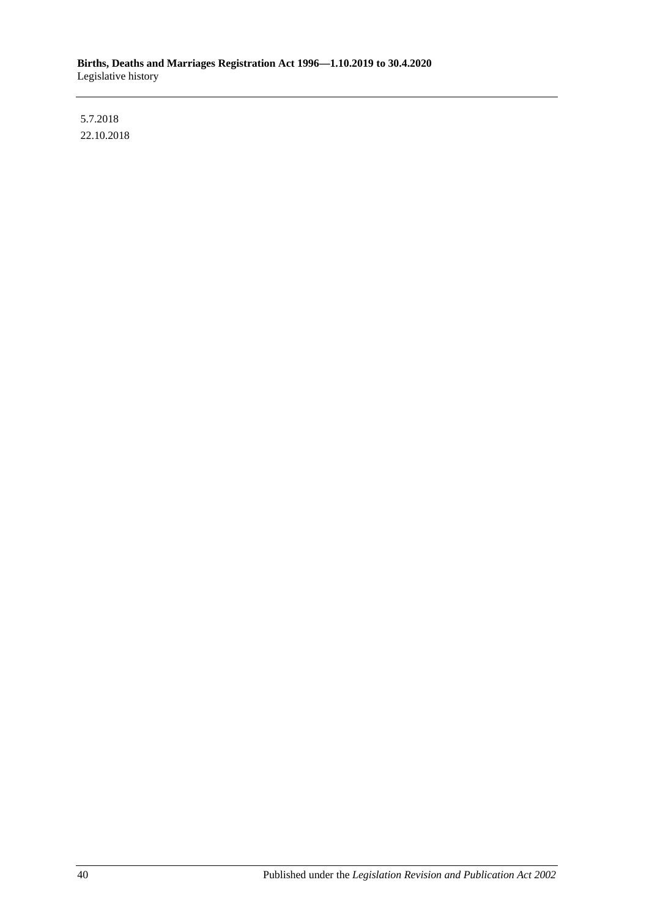5.7.2018

22.10.2018